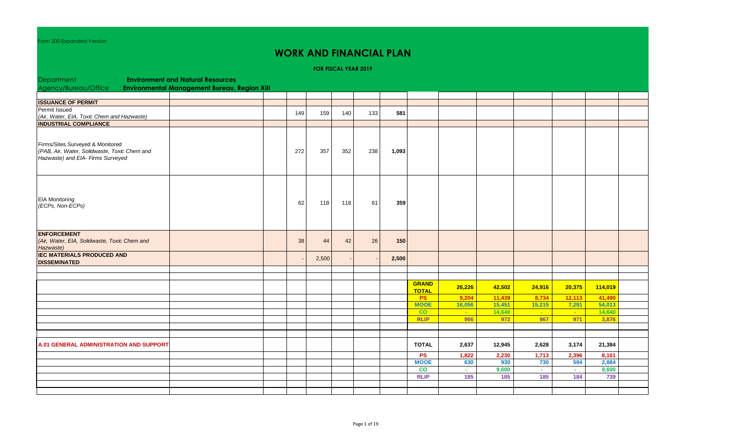Form 200-Expanded Version

# WORK AND FINANCIAL PLAN

**FOR FISCAL YEAR 2019**

Department : **Environment and Natural Resources**

Agency/Bureau/Office : **Environmental Management Bureau, Region XIII**

| | | | | | | | | | | | | | | |
|---|---|---|---|---|---|---|---|---|---|---|---|---|---|---|
| **ISSUANCE OF PERMIT** | | | | | | | | | | | | | | |
| Permit Issued *(Air, Water, EIA, Toxic Chem and Hazwaste)* | | | 149 | 159 | 140 | 133 | **581** | | | | | | | |
| **INDUSTRIAL COMPLIANCE** | | | | | | | | | | | | | | |
| Firms/Sites Surveyed & Monitored *(PAB, Air, Water, Solidwaste, Toxic Chem and Hazwaste) and EIA- Firms Surveyed* | | | 272 | 357 | 352 | 238 | **1,093** | | | | | | | |
| EIA Monitoring *(ECPs, Non-ECPs)* | | | 62 | 118 | 118 | 61 | **359** | | | | | | | |
| **ENFORCEMENT** *(Air, Water, EIA, Solidwaste, Toxic Chem and Hazwaste)* | | | 38 | 44 | 42 | 26 | **150** | | | | | | | |
| **IEC MATERIALS PRODUCED AND DISSEMINATED** | | | - | 2,500 | - | - | **2,500** | | | | | | | |
| | | | | | | | | **GRAND TOTAL** | **26,226** | **42,502** | **24,916** | **20,375** | **114,019** | |
| | | | | | | | | **PS** | **9,204** | **11,439** | **8,734** | **12,113** | **41,490** | |
| | | | | | | | | **MOOE** | **16,056** | **15,451** | **15,215** | **7,291** | **54,013** | |
| | | | | | | | | **CO** | - | **14,640** | - | - | **14,640** | |
| | | | | | | | | **RLIP** | **966** | **972** | **967** | **971** | **3,876** | |
| **A.01 GENERAL ADMINISTRATION AND SUPPORT** | | | | | | | | **TOTAL** | **2,637** | **12,945** | **2,628** | **3,174** | **21,384** | |
| | | | | | | | | **PS** | **1,822** | **2,230** | **1,713** | **2,396** | **8,161** | |
| | | | | | | | | **MOOE** | **630** | **930** | **730** | **594** | **2,884** | |
| | | | | | | | | **CO** | - | **9,600** | - | - | **9,600** | |
| | | | | | | | | **RLIP** | **185** | **185** | **185** | **184** | **739** | |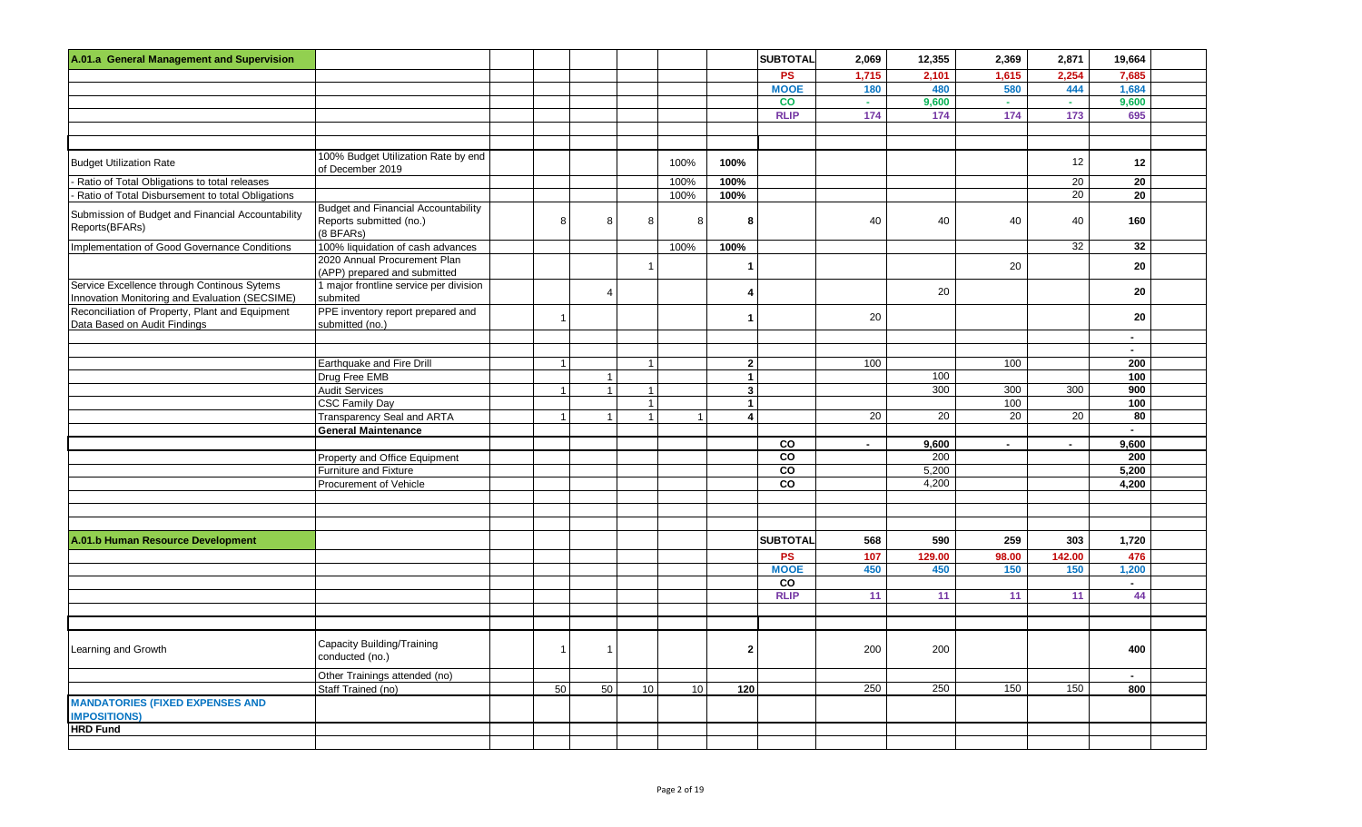| | | | | | | | | | | | | | | |
|---|---|---|---|---|---|---|---|---|---|---|---|---|---|---|
| **A.01.a General Management and Supervision** | | | | | | | | **SUBTOTAL** | **2,069** | **12,355** | **2,369** | **2,871** | **19,664** | |
| | | | | | | | | **PS** | **1,715** | **2,101** | **1,615** | **2,254** | **7,685** | |
| | | | | | | | | **MOOE** | **180** | **480** | **580** | **444** | **1,684** | |
| | | | | | | | | **CO** | **-** | **9,600** | **-** | **-** | **9,600** | |
| | | | | | | | | **RLIP** | **174** | **174** | **174** | **173** | **695** | |
| | | | | | | | | | | | | | | |
| | | | | | | | | | | | | | | |
| Budget Utilization Rate | 100% Budget Utilization Rate by end of December 2019 | | | | | 100% | **100%** | | | | | 12 | **12** | |
| - Ratio of Total Obligations to total releases | | | | | | 100% | **100%** | | | | | 20 | **20** | |
| - Ratio of Total Disbursement to total Obligations | | | | | | 100% | **100%** | | | | | 20 | **20** | |
| Submission of Budget and Financial Accountability Reports(BFARs) | Budget and Financial Accountability Reports submitted (no.) (8 BFARs) | | 8 | 8 | 8 | 8 | **8** | | 40 | 40 | 40 | 40 | **160** | |
| Implementation of Good Governance Conditions | 100% liquidation of cash advances | | | | | 100% | **100%** | | | | | 32 | **32** | |
| | 2020 Annual Procurement Plan (APP) prepared and submitted | | | | 1 | | **1** | | | | 20 | | **20** | |
| Service Excellence through Continous Sytems Innovation Monitoring and Evaluation (SECSIME) | 1 major frontline service per division submited | | | 4 | | | **4** | | | 20 | | | **20** | |
| Reconciliation of Property, Plant and Equipment Data Based on Audit Findings | PPE inventory report prepared and submitted (no.) | | 1 | | | | **1** | | 20 | | | | **20** | |
| | | | | | | | | | | | | | **-** | |
| | | | | | | | | | | | | | **-** | |
| | Earthquake and Fire Drill | | 1 | | 1 | | **2** | | 100 | | 100 | | **200** | |
| | Drug Free EMB | | | 1 | | | **1** | | | 100 | | | **100** | |
| | Audit Services | | 1 | 1 | 1 | | **3** | | | 300 | 300 | 300 | **900** | |
| | CSC Family Day | | | | 1 | | **1** | | | | 100 | | **100** | |
| | Transparency Seal and ARTA | | 1 | 1 | 1 | 1 | **4** | | 20 | 20 | 20 | 20 | **80** | |
| | **General Maintenance** | | | | | | | | | | | | **-** | |
| | | | | | | | | **CO** | **-** | **9,600** | **-** | **-** | **9,600** | |
| | Property and Office Equipment | | | | | | | **CO** | | 200 | | | **200** | |
| | Furniture and Fixture | | | | | | | **CO** | | 5,200 | | | **5,200** | |
| | Procurement of Vehicle | | | | | | | **CO** | | 4,200 | | | **4,200** | |
| | | | | | | | | | | | | | | |
| | | | | | | | | | | | | | | |
| | | | | | | | | | | | | | | |
| **A.01.b Human Resource Development** | | | | | | | | **SUBTOTAL** | **568** | **590** | **259** | **303** | **1,720** | |
| | | | | | | | | **PS** | **107** | **129.00** | **98.00** | **142.00** | **476** | |
| | | | | | | | | **MOOE** | **450** | **450** | **150** | **150** | **1,200** | |
| | | | | | | | | **CO** | | | | | **-** | |
| | | | | | | | | **RLIP** | **11** | **11** | **11** | **11** | **44** | |
| | | | | | | | | | | | | | | |
| | | | | | | | | | | | | | | |
| Learning and Growth | Capacity Building/Training conducted (no.) | | 1 | 1 | | | **2** | | 200 | 200 | | | **400** | |
| | Other Trainings attended (no) | | | | | | | | | | | | **-** | |
| | Staff Trained (no) | | 50 | 50 | 10 | 10 | **120** | | 250 | 250 | 150 | 150 | **800** | |
| **MANDATORIES (FIXED EXPENSES AND IMPOSITIONS)** | | | | | | | | | | | | | | |
| **HRD Fund** | | | | | | | | | | | | | | |
| | | | | | | | | | | | | | | |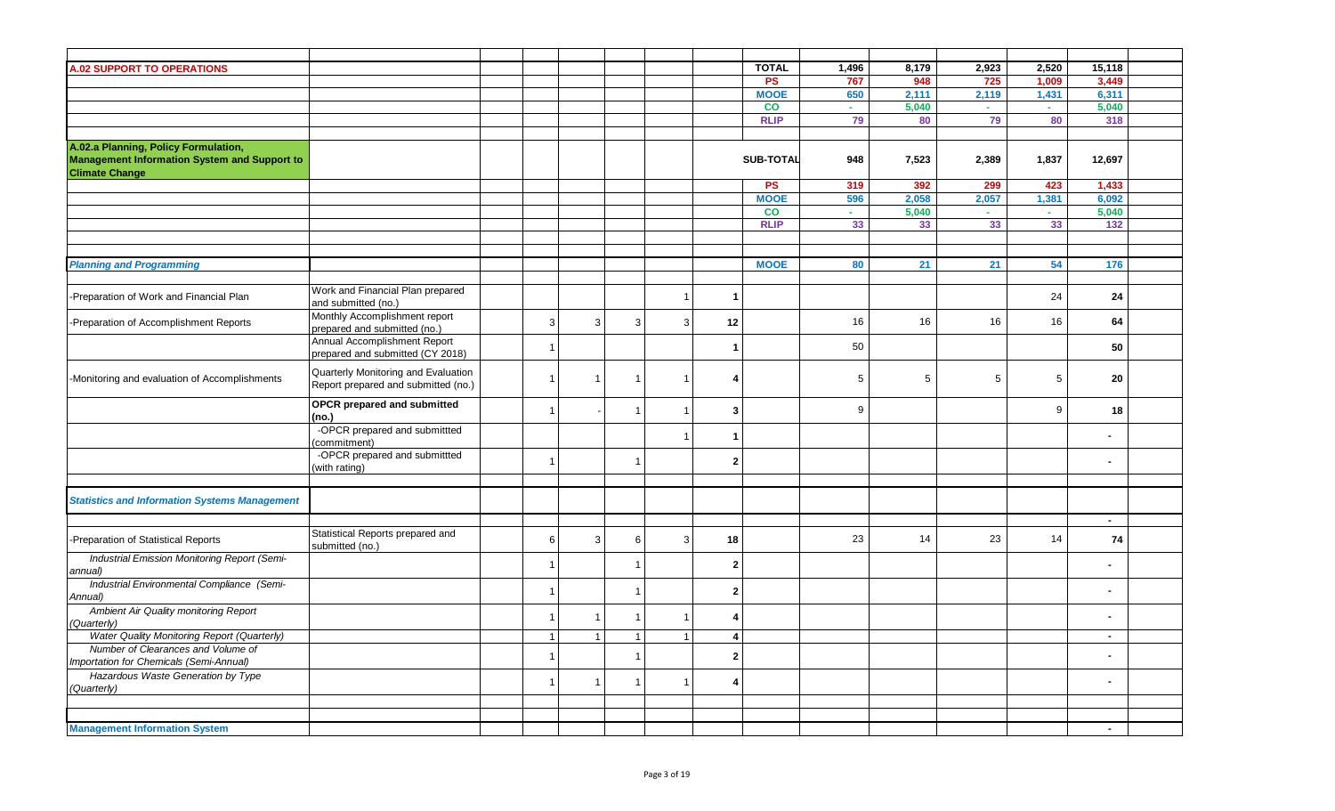| | | | | | | | | | | | | | | | |
|---|---|---|---|---|---|---|---|---|---|---|---|---|---|---|---|
| **A.02 SUPPORT TO OPERATIONS** | | | | | | | | **TOTAL** | **1,496** | **8,179** | **2,923** | **2,520** | **15,118** | |
| | | | | | | | | **PS** | **767** | **948** | **725** | **1,009** | **3,449** | |
| | | | | | | | | **MOOE** | **650** | **2,111** | **2,119** | **1,431** | **6,311** | |
| | | | | | | | | **CO** | **-** | **5,040** | **-** | **-** | **5,040** | |
| | | | | | | | | **RLIP** | **79** | **80** | **79** | **80** | **318** | |
| **A.02.a Planning, Policy Formulation, Management Information System and Support to Climate Change** | | | | | | | | **SUB-TOTAL** | **948** | **7,523** | **2,389** | **1,837** | **12,697** | |
| | | | | | | | | **PS** | **319** | **392** | **299** | **423** | **1,433** | |
| | | | | | | | | **MOOE** | **596** | **2,058** | **2,057** | **1,381** | **6,092** | |
| | | | | | | | | **CO** | **-** | **5,040** | **-** | **-** | **5,040** | |
| | | | | | | | | **RLIP** | **33** | **33** | **33** | **33** | **132** | |
| ***Planning and Programming*** | | | | | | | | **MOOE** | **80** | **21** | **21** | **54** | **176** | |
| -Preparation of Work and Financial Plan | Work and Financial Plan prepared and submitted (no.) | | | | | 1 | **1** | | | | | 24 | **24** | |
| -Preparation of Accomplishment Reports | Monthly Accomplishment report prepared and submitted (no.) | | 3 | 3 | 3 | 3 | **12** | | 16 | 16 | 16 | 16 | **64** | |
| | Annual Accomplishment Report prepared and submitted (CY 2018) | | 1 | | | | **1** | | 50 | | | | **50** | |
| -Monitoring and evaluation of Accomplishments | Quarterly Monitoring and Evaluation Report prepared and submitted (no.) | | 1 | 1 | 1 | 1 | **4** | | 5 | 5 | 5 | 5 | **20** | |
| | **OPCR prepared and submitted (no.)** | | 1 | - | 1 | 1 | **3** | | 9 | | | 9 | **18** | |
| | -OPCR prepared and submittted (commitment) | | | | | 1 | **1** | | | | | | **-** | |
| | -OPCR prepared and submittted (with rating) | | 1 | | 1 | | **2** | | | | | | **-** | |
| ***Statistics and Information Systems Management*** | | | | | | | | | | | | | | |
| | | | | | | | | | | | | | **-** | |
| -Preparation of Statistical Reports | Statistical Reports prepared and submitted (no.) | | 6 | 3 | 6 | 3 | **18** | | 23 | 14 | 23 | 14 | **74** | |
| *Industrial Emission Monitoring Report (Semi-annual)* | | | 1 | | 1 | | **2** | | | | | | **-** | |
| *Industrial Environmental Compliance (Semi-Annual)* | | | 1 | | 1 | | **2** | | | | | | **-** | |
| *Ambient Air Quality monitoring Report (Quarterly)* | | | 1 | 1 | 1 | 1 | **4** | | | | | | **-** | |
| *Water Quality Monitoring Report (Quarterly)* | | | 1 | 1 | 1 | 1 | **4** | | | | | | **-** | |
| *Number of Clearances and Volume of Importation for Chemicals (Semi-Annual)* | | | 1 | | 1 | | **2** | | | | | | **-** | |
| *Hazardous Waste Generation by Type (Quarterly)* | | | 1 | 1 | 1 | 1 | **4** | | | | | | **-** | |
| **Management Information System** | | | | | | | | | | | | | **-** | |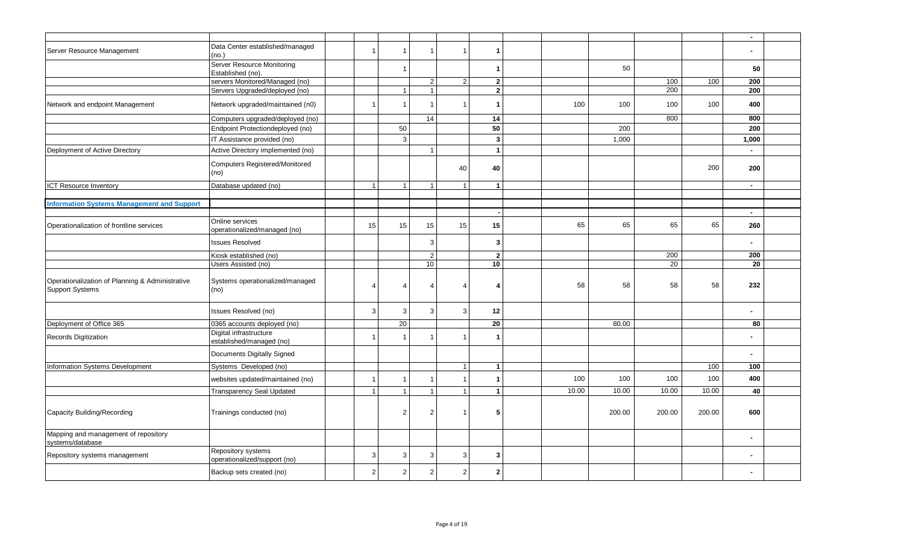| | | | | | | | | | | | | | | | |
|---|---|---|---|---|---|---|---|---|---|---|---|---|---|---|---|
| | | | | | | | | | | | | | | - | |
| Server Resource Management | Data Center established/managed (no.) | | 1 | 1 | 1 | 1 | 1 | | | | | | | - | |
| | Server Resource Monitoring Established (no). | | | 1 | | | 1 | | | 50 | | | | 50 | |
| | servers Monitored/Managed (no) | | | | 2 | 2 | 2 | | | | | 100 | 100 | 200 | |
| | Servers Upgraded/deployed (no) | | | 1 | 1 | | 2 | | | | | 200 | | 200 | |
| Network and endpoint Management | Network upgraded/maintained (n0) | | 1 | 1 | 1 | 1 | 1 | | | 100 | 100 | 100 | 100 | 400 | |
| | Computers upgraded/deployed (no) | | | | 14 | | 14 | | | | | 800 | | 800 | |
| | Endpoint Protectiondeployed (no) | | | 50 | | | 50 | | | | 200 | | | 200 | |
| | IT Assistance provided (no) | | | 3 | | | 3 | | | | 1,000 | | | 1,000 | |
| Deployment of Active Directory | Active Directory implemented (no) | | | | 1 | | 1 | | | | | | | - | |
| | Computers Registered/Monitored (no) | | | | | 40 | 40 | | | | | | 200 | 200 | |
| ICT Resource Inventory | Database updated (no) | | 1 | 1 | 1 | 1 | 1 | | | | | | | - | |
| | | | | | | | | | | | | | | | |
| **Information Systems Management and Support** | | | | | | | | | | | | | | | |
| | | | | | | | - | | | | | | | - | |
| Operationalization of frontline services | Online services operationalized/managed (no) | | 15 | 15 | 15 | 15 | 15 | | | 65 | 65 | 65 | 65 | 260 | |
| | Issues Resolved | | | | 3 | | 3 | | | | | | | - | |
| | Kiosk established (no) | | | | 2 | | 2 | | | | | 200 | | 200 | |
| | Users Assisted (no) | | | | 10 | | 10 | | | | | 20 | | 20 | |
| Operationalization of Planning & Administrative Support Systems | Systems operationalized/managed (no) | | 4 | 4 | 4 | 4 | 4 | | | 58 | 58 | 58 | 58 | 232 | |
| | Issues Resolved (no) | | 3 | 3 | 3 | 3 | 12 | | | | | | | - | |
| Deployment of Office 365 | 0365 accounts deployed (no) | | | 20 | | | 20 | | | | 80.00 | | | 80 | |
| Records Digitization | Digital infrastructure established/managed (no) | | 1 | 1 | 1 | 1 | 1 | | | | | | | - | |
| | Documents Digitally Signed | | | | | | | | | | | | | - | |
| Information Systems Development | Systems Developed (no) | | | | | 1 | 1 | | | | | | 100 | 100 | |
| | websites updated/maintained (no) | | 1 | 1 | 1 | 1 | 1 | | | 100 | 100 | 100 | 100 | 400 | |
| | Transparency Seal Updated | | 1 | 1 | 1 | 1 | 1 | | | 10.00 | 10.00 | 10.00 | 10.00 | 40 | |
| Capacity Building/Recording | Trainings conducted (no) | | | 2 | 2 | 1 | 5 | | | | 200.00 | 200.00 | 200.00 | 600 | |
| Mapping and management of repository systems/database | | | | | | | | | | | | | | - | |
| Repository systems management | Repository systems operationalized/support (no) | | 3 | 3 | 3 | 3 | 3 | | | | | | | - | |
| | Backup sets created (no) | | 2 | 2 | 2 | 2 | 2 | | | | | | | - | |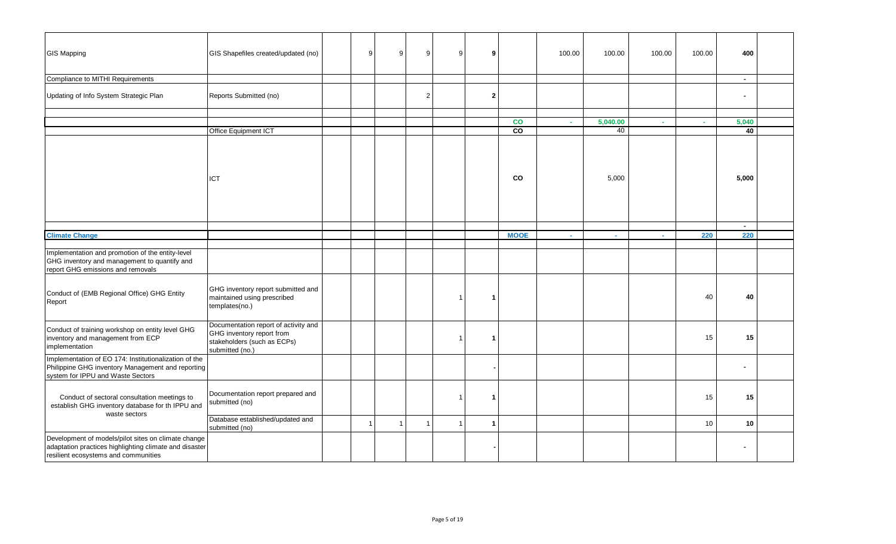| | | | | | | | | | | | | | | |
|---|---|---|---|---|---|---|---|---|---|---|---|---|---|---|
| GIS Mapping | GIS Shapefiles created/updated (no) | | 9 | 9 | 9 | 9 | **9** | | 100.00 | 100.00 | 100.00 | 100.00 | **400** | |
| Compliance to MITHI Requirements | | | | | | | | | | | | | **-** | |
| Updating of Info System Strategic Plan | Reports Submitted (no) | | | | 2 | | **2** | | | | | | **-** | |
| | | | | | | | | | | | | | | |
| | | | | | | | | **CO** | - | **5,040.00** | - | - | **5,040** | |
| | Office Equipment ICT | | | | | | | **CO** | | 40 | | | **40** | |
| | ICT | | | | | | | **CO** | | 5,000 | | | **5,000** | |
| | | | | | | | | | | | | | **-** | |
| **Climate Change** | | | | | | | | **MOOE** | - | - | - | **220** | **220** | |
| | | | | | | | | | | | | | | |
| Implementation and promotion of the entity-level GHG inventory and management to quantify and report GHG emissions and removals | | | | | | | | | | | | | | |
| Conduct of (EMB Regional Office) GHG Entity Report | GHG inventory report submitted and maintained using prescribed templates(no.) | | | | | 1 | **1** | | | | | 40 | **40** | |
| Conduct of training workshop on entity level GHG inventory and management from ECP implementation | Documentation report of activity and GHG inventory report from stakeholders (such as ECPs) submitted (no.) | | | | | 1 | **1** | | | | | 15 | **15** | |
| Implementation of EO 174: Institutionalization of the Philippine GHG inventory Management and reporting system for IPPU and Waste Sectors | | | | | | | **-** | | | | | | **-** | |
| Conduct of sectoral consultation meetings to establish GHG inventory database for th IPPU and waste sectors | Documentation report prepared and submitted (no) | | | | | 1 | **1** | | | | | 15 | **15** | |
| | Database established/updated and submitted (no) | | 1 | 1 | 1 | 1 | **1** | | | | | 10 | **10** | |
| Development of models/pilot sites on climate change adaptation practices highlighting climate and disaster resilient ecosystems and communities | | | | | | | **-** | | | | | | **-** | |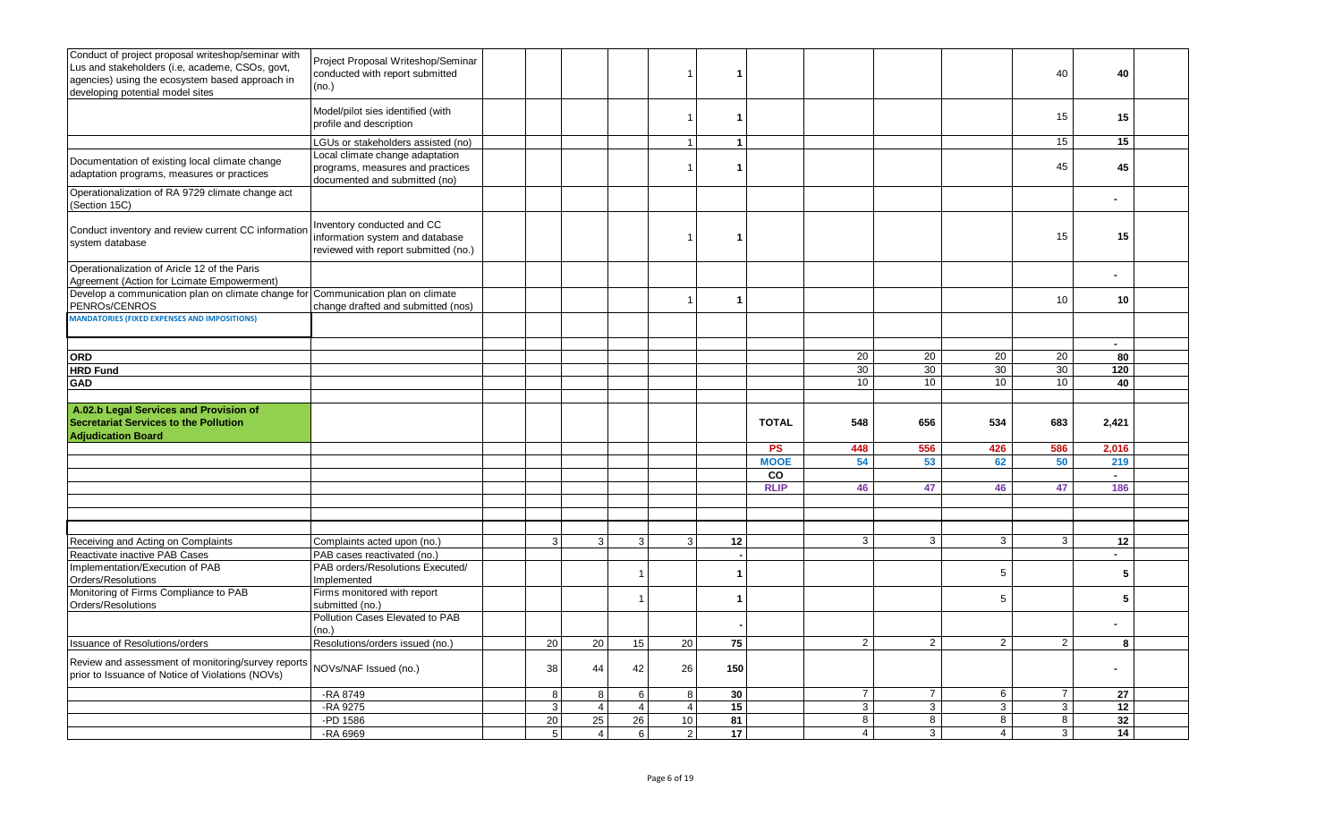| | | | | | | | | | | | | | | |
|---|---|---|---|---|---|---|---|---|---|---|---|---|---|---|
| Conduct of project proposal writeshop/seminar with Lus and stakeholders (i.e, academe, CSOs, govt, agencies) using the ecosystem based approach in developing potential model sites | Project Proposal Writeshop/Seminar conducted with report submitted (no.) | | | | | 1 | **1** | | | | | 40 | **40** | |
| | Model/pilot sies identified (with profile and description | | | | | 1 | **1** | | | | | 15 | **15** | |
| | LGUs or stakeholders assisted (no) | | | | | 1 | **1** | | | | | 15 | **15** | |
| Documentation of existing local climate change adaptation programs, measures or practices | Local climate change adaptation programs, measures and practices documented and submitted (no) | | | | | 1 | **1** | | | | | 45 | **45** | |
| Operationalization of RA 9729 climate change act (Section 15C) | | | | | | | | | | | | | **-** | |
| Conduct inventory and review current CC information system database | Inventory conducted and CC information system and database reviewed with report submitted (no.) | | | | | 1 | **1** | | | | | 15 | **15** | |
| Operationalization of Aricle 12 of the Paris Agreement (Action for Lcimate Empowerment) | | | | | | | | | | | | | **-** | |
| Develop a communication plan on climate change for PENROs/CENROS | Communication plan on climate change drafted and submitted (nos) | | | | | 1 | **1** | | | | | 10 | **10** | |
| **MANDATORIES (FIXED EXPENSES AND IMPOSITIONS)** | | | | | | | | | | | | | | |
| | | | | | | | | | | | | | **-** | |
| **ORD** | | | | | | | | | 20 | 20 | 20 | 20 | **80** | |
| **HRD Fund** | | | | | | | | | 30 | 30 | 30 | 30 | **120** | |
| **GAD** | | | | | | | | | 10 | 10 | 10 | 10 | **40** | |
| | | | | | | | | | | | | | | |
| **A.02.b Legal Services and Provision of Secretariat Services to the Pollution Adjudication Board** | | | | | | | | **TOTAL** | **548** | **656** | **534** | **683** | **2,421** | |
| | | | | | | | | **PS** | **448** | **556** | **426** | **586** | **2,016** | |
| | | | | | | | | **MOOE** | **54** | **53** | **62** | **50** | **219** | |
| | | | | | | | | **CO** | | | | | **-** | |
| | | | | | | | | **RLIP** | **46** | **47** | **46** | **47** | **186** | |
| | | | | | | | | | | | | | | |
| Receiving and Acting on Complaints | Complaints acted upon (no.) | | 3 | 3 | 3 | 3 | **12** | | 3 | 3 | 3 | 3 | **12** | |
| Reactivate inactive PAB Cases | PAB cases reactivated (no.) | | | | | | **-** | | | | | | **-** | |
| Implementation/Execution of PAB Orders/Resolutions | PAB orders/Resolutions Executed/ Implemented | | | | 1 | | **1** | | | | 5 | | **5** | |
| Monitoring of Firms Compliance to PAB Orders/Resolutions | Firms monitored with report submitted (no.) | | | | 1 | | **1** | | | | 5 | | **5** | |
| | Pollution Cases Elevated to PAB (no.) | | | | | | **-** | | | | | | **-** | |
| Issuance of Resolutions/orders | Resolutions/orders issued (no.) | | 20 | 20 | 15 | 20 | **75** | | 2 | 2 | 2 | 2 | **8** | |
| Review and assessment of monitoring/survey reports prior to Issuance of Notice of Violations (NOVs) | NOVs/NAF Issued (no.) | | 38 | 44 | 42 | 26 | **150** | | | | | | **-** | |
| | -RA 8749 | | 8 | 8 | 6 | 8 | **30** | | 7 | 7 | 6 | 7 | **27** | |
| | -RA 9275 | | 3 | 4 | 4 | 4 | **15** | | 3 | 3 | 3 | 3 | **12** | |
| | -PD 1586 | | 20 | 25 | 26 | 10 | **81** | | 8 | 8 | 8 | 8 | **32** | |
| | -RA 6969 | | 5 | 4 | 6 | 2 | **17** | | 4 | 3 | 4 | 3 | **14** | |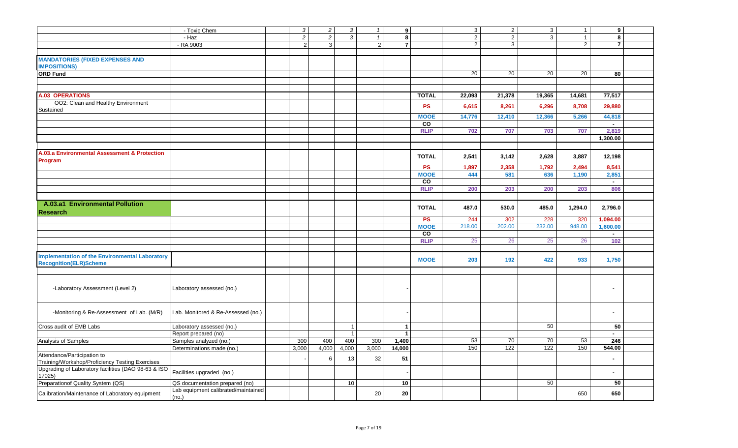| | | | | | | | | | | | | | | |
|---|---|---|---|---|---|---|---|---|---|---|---|---|---|---|
| | - Toxic Chem | | 3 | 2 | 3 | 1 | 9 | | 3 | 2 | 3 | 1 | 9 | |
| | - Haz | | 2 | 2 | 3 | 1 | 8 | | 2 | 2 | 3 | 1 | 8 | |
| | - RA 9003 | | 2 | 3 | | 2 | 7 | | 2 | 3 | | 2 | 7 | |
| | | | | | | | | | | | | | | |
| **MANDATORIES (FIXED EXPENSES AND IMPOSITIONS)** | | | | | | | | | | | | | | |
| **ORD Fund** | | | | | | | | | 20 | 20 | 20 | 20 | **80** | |
| | | | | | | | | | | | | | | |
| **A.03 OPERATIONS** | | | | | | | | **TOTAL** | **22,093** | **21,378** | **19,365** | **14,681** | **77,517** | |
| OO2: Clean and Healthy Environment Sustained | | | | | | | | **PS** | **6,615** | **8,261** | **6,296** | **8,708** | **29,880** | |
| | | | | | | | | **MOOE** | **14,776** | **12,410** | **12,366** | **5,266** | **44,818** | |
| | | | | | | | | **CO** | | | | | - | |
| | | | | | | | | **RLIP** | **702** | **707** | **703** | **707** | **2,819** | |
| | | | | | | | | | | | | | **1,300.00** | |
| | | | | | | | | | | | | | | |
| **A.03.a Environmental Assessment & Protection Program** | | | | | | | | **TOTAL** | **2,541** | **3,142** | **2,628** | **3,887** | **12,198** | |
| | | | | | | | | **PS** | **1,897** | **2,358** | **1,792** | **2,494** | **8,541** | |
| | | | | | | | | **MOOE** | **444** | **581** | **636** | **1,190** | **2,851** | |
| | | | | | | | | **CO** | | | | | - | |
| | | | | | | | | **RLIP** | **200** | **203** | **200** | **203** | **806** | |
| | | | | | | | | | | | | | | |
| **A.03.a1 Environmental Pollution Research** | | | | | | | | **TOTAL** | **487.0** | **530.0** | **485.0** | **1,294.0** | **2,796.0** | |
| | | | | | | | | **PS** | 244 | 302 | 228 | 320 | **1,094.00** | |
| | | | | | | | | **MOOE** | 218.00 | 202.00 | 232.00 | 948.00 | **1,600.00** | |
| | | | | | | | | **CO** | | | | | - | |
| | | | | | | | | **RLIP** | 25 | 26 | 25 | 26 | **102** | |
| | | | | | | | | | | | | | | |
| **Implementation of the Environmental Laboratory Recognition(ELR)Scheme** | | | | | | | | **MOOE** | **203** | **192** | **422** | **933** | **1,750** | |
| | | | | | | | | | | | | | | |
| -Laboratory Assessment (Level 2) | Laboratory assessed (no.) | | | | | | - | | | | | | - | |
| -Monitoring & Re-Assessment of Lab. (M/R) | Lab. Monitored & Re-Assessed (no.) | | | | | | - | | | | | | - | |
| Cross audit of EMB Labs | Laboratory assessed (no.) | | | | 1 | | **1** | | | | 50 | | **50** | |
| | Report prepared (no) | | | | 1 | | **1** | | | | | | - | |
| Analysis of Samples | Samples analyzed (no.) | | 300 | 400 | 400 | 300 | **1,400** | | 53 | 70 | 70 | 53 | **246** | |
| | Determinations made (no.) | | 3,000 | 4,000 | 4,000 | 3,000 | **14,000** | | 150 | 122 | 122 | 150 | **544.00** | |
| Attendance/Participation to Training/Workshop/Proficiency Testing Exercises | | | - | 6 | 13 | 32 | **51** | | | | | | - | |
| Upgrading of Laboratory facilities (DAO 98-63 & ISO 17025) | Facilities upgraded (no.) | | | | | | - | | | | | | - | |
| Preparationof Quality System (QS) | QS documentation prepared (no) | | | | 10 | | **10** | | | | 50 | | **50** | |
| Calibration/Maintenance of Laboratory equipment | Lab equipment calibrated/maintained (no.) | | | | | 20 | **20** | | | | | 650 | **650** | |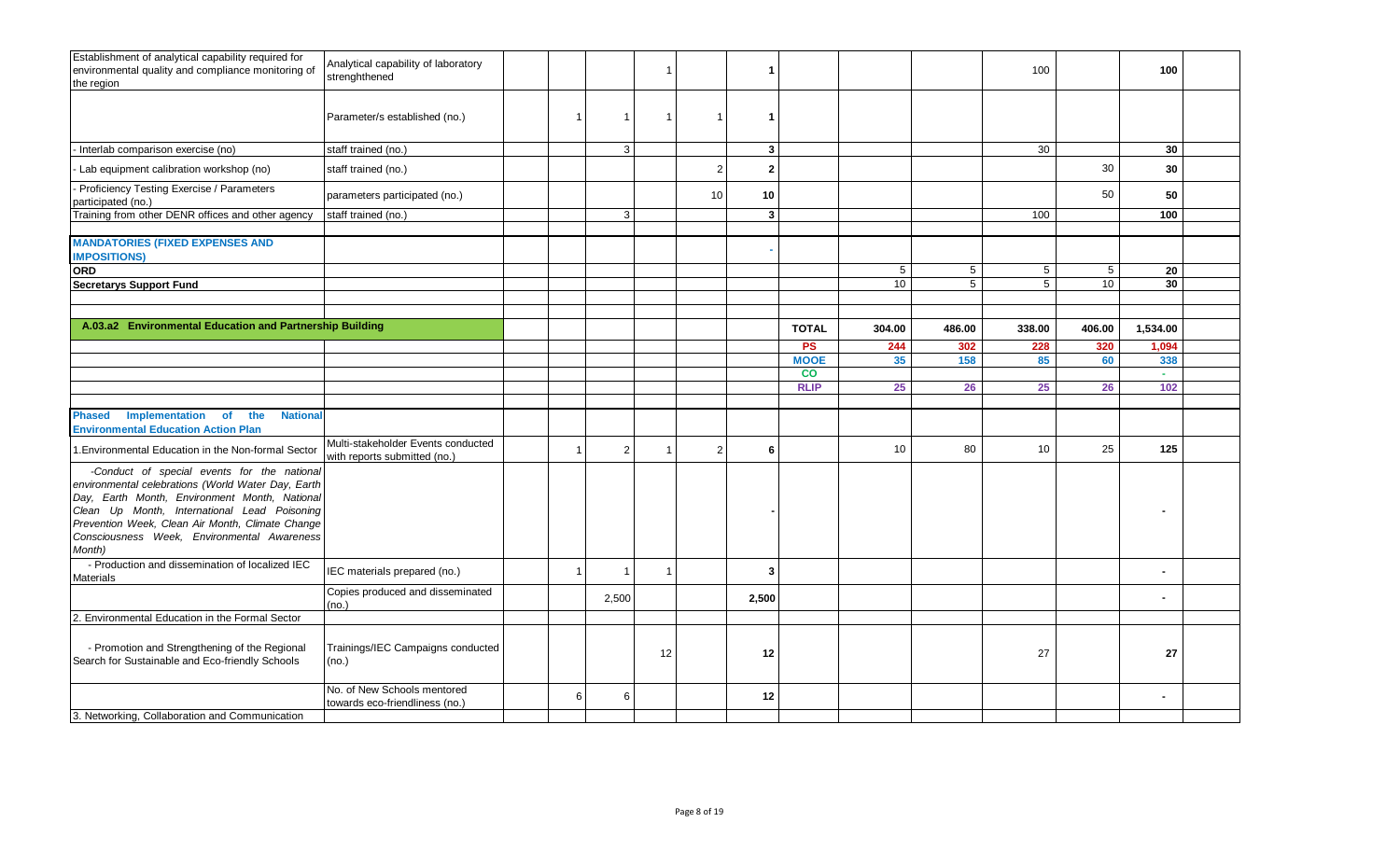| Activity | Indicator | | Q1 | Q2 | Q3 | Q4 | Total | | Q1 | Q2 | Q3 | Q4 | Total | |
|---|---|---|---|---|---|---|---|---|---|---|---|---|---|---|
| Establishment of analytical capability required for environmental quality and compliance monitoring of the region | Analytical capability of laboratory strenghthened | | | | 1 | | **1** | | | | 100 | | **100** | |
| | Parameter/s established (no.) | | 1 | 1 | 1 | 1 | **1** | | | | | | | |
| - Interlab comparison exercise (no) | staff trained (no.) | | | 3 | | | **3** | | | | 30 | | **30** | |
| - Lab equipment calibration workshop (no) | staff trained (no.) | | | | | 2 | **2** | | | | | 30 | **30** | |
| - Proficiency Testing Exercise / Parameters participated (no.) | parameters participated (no.) | | | | | 10 | **10** | | | | | 50 | **50** | |
| Training from other DENR offices and other agency | staff trained (no.) | | | 3 | | | **3** | | | | 100 | | **100** | |
| | | | | | | | | | | | | | | |
| **MANDATORIES (FIXED EXPENSES AND IMPOSITIONS)** | | | | | | | - | | | | | | | |
| **ORD** | | | | | | | | | 5 | 5 | 5 | 5 | **20** | |
| **Secretarys Support Fund** | | | | | | | | | 10 | 5 | 5 | 10 | **30** | |
| | | | | | | | | | | | | | | |
| **A.03.a2 Environmental Education and Partnership Building** | | | | | | | | **TOTAL** | **304.00** | **486.00** | **338.00** | **406.00** | **1,534.00** | |
| | | | | | | | | **PS** | **244** | **302** | **228** | **320** | **1,094** | |
| | | | | | | | | **MOOE** | **35** | **158** | **85** | **60** | **338** | |
| | | | | | | | | **CO** | | | | | - | |
| | | | | | | | | **RLIP** | **25** | **26** | **25** | **26** | **102** | |
| | | | | | | | | | | | | | | |
| **Phased Implementation of the National Environmental Education Action Plan** | | | | | | | | | | | | | | |
| 1.Environmental Education in the Non-formal Sector | Multi-stakeholder Events conducted with reports submitted (no.) | | 1 | 2 | 1 | 2 | **6** | | 10 | 80 | 10 | 25 | **125** | |
| *-Conduct of special events for the national environmental celebrations (World Water Day, Earth Day, Earth Month, Environment Month, National Clean Up Month, International Lead Poisoning Prevention Week, Clean Air Month, Climate Change Consciousness Week, Environmental Awareness Month)* | | | | | | | **-** | | | | | | **-** | |
| - Production and dissemination of localized IEC Materials | IEC materials prepared (no.) | | 1 | 1 | 1 | | **3** | | | | | | **-** | |
| | Copies produced and disseminated (no.) | | | 2,500 | | | **2,500** | | | | | | **-** | |
| 2. Environmental Education in the Formal Sector | | | | | | | | | | | | | | |
| - Promotion and Strengthening of the Regional Search for Sustainable and Eco-friendly Schools | Trainings/IEC Campaigns conducted (no.) | | | | 12 | | **12** | | | | 27 | | **27** | |
| | No. of New Schools mentored towards eco-friendliness (no.) | | 6 | 6 | | | **12** | | | | | | **-** | |
| 3. Networking, Collaboration and Communication | | | | | | | | | | | | | | |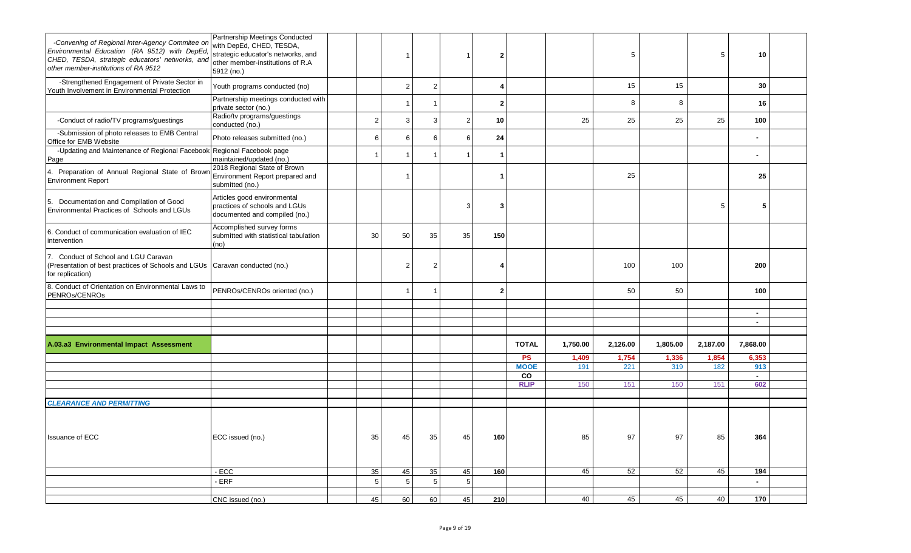| | | | | | | | | | | | | | | |
|---|---|---|---|---|---|---|---|---|---|---|---|---|---|---|
| *-Convening of Regional Inter-Agency Commitee on Environmental Education (RA 9512) with DepEd, CHED, TESDA, strategic educators' networks, and other member-institutions of RA 9512* | Partnership Meetings Conducted with DepEd, CHED, TESDA, strategic educator's networks, and other member-institutions of R.A 5912 (no.) | | | 1 | | 1 | **2** | | | 5 | | 5 | **10** | |
| -Strengthened Engagement of Private Sector in Youth Involvement in Environmental Protection | Youth programs conducted (no) | | | 2 | 2 | | **4** | | | 15 | 15 | | **30** | |
| | Partnership meetings conducted with private sector (no.) | | | 1 | 1 | | **2** | | | 8 | 8 | | **16** | |
| -Conduct of radio/TV programs/guestings | Radio/tv programs/guestings conducted (no.) | | 2 | 3 | 3 | 2 | **10** | | 25 | 25 | 25 | 25 | **100** | |
| -Submission of photo releases to EMB Central Office for EMB Website | Photo releases submitted (no.) | | 6 | 6 | 6 | 6 | **24** | | | | | | **-** | |
| -Updating and Maintenance of Regional Facebook Page | Regional Facebook page maintained/updated (no.) | | 1 | 1 | 1 | 1 | **1** | | | | | | **-** | |
| 4. Preparation of Annual Regional State of Brown Environment Report | 2018 Regional State of Brown Environment Report prepared and submitted (no.) | | | 1 | | | **1** | | | 25 | | | **25** | |
| 5. Documentation and Compilation of Good Environmental Practices of Schools and LGUs | Articles good environmental practices of schools and LGUs documented and compiled (no.) | | | | | 3 | **3** | | | | | 5 | **5** | |
| 6. Conduct of communication evaluation of IEC intervention | Accomplished survey forms submitted with statistical tabulation (no) | | 30 | 50 | 35 | 35 | **150** | | | | | | | |
| 7. Conduct of School and LGU Caravan (Presentation of best practices of Schools and LGUs for replication) | Caravan conducted (no.) | | | 2 | 2 | | **4** | | | 100 | 100 | | **200** | |
| 8. Conduct of Orientation on Environmental Laws to PENROs/CENROs | PENROs/CENROs oriented (no.) | | | 1 | 1 | | **2** | | | 50 | 50 | | **100** | |
| | | | | | | | | | | | | | | |
| | | | | | | | | | | | | | **-** | |
| | | | | | | | | | | | | | **-** | |
| | | | | | | | | | | | | | | |
| **A.03.a3 Environmental Impact Assessment** | | | | | | | | **TOTAL** | **1,750.00** | **2,126.00** | **1,805.00** | **2,187.00** | **7,868.00** | |
| | | | | | | | | **PS** | **1,409** | **1,754** | **1,336** | **1,854** | **6,353** | |
| | | | | | | | | **MOOE** | 191 | 221 | 319 | 182 | **913** | |
| | | | | | | | | **CO** | | | | | **-** | |
| | | | | | | | | **RLIP** | 150 | 151 | 150 | 151 | **602** | |
| | | | | | | | | | | | | | | |
| ***CLEARANCE AND PERMITTING*** | | | | | | | | | | | | | | |
| Issuance of ECC | ECC issued (no.) | | 35 | 45 | 35 | 45 | **160** | | 85 | 97 | 97 | 85 | **364** | |
| | - ECC | | 35 | 45 | 35 | 45 | **160** | | 45 | 52 | 52 | 45 | **194** | |
| | - ERF | | 5 | 5 | 5 | 5 | | | | | | | **-** | |
| | | | | | | | | | | | | | | |
| | CNC issued (no.) | | 45 | 60 | 60 | 45 | **210** | | 40 | 45 | 45 | 40 | **170** | |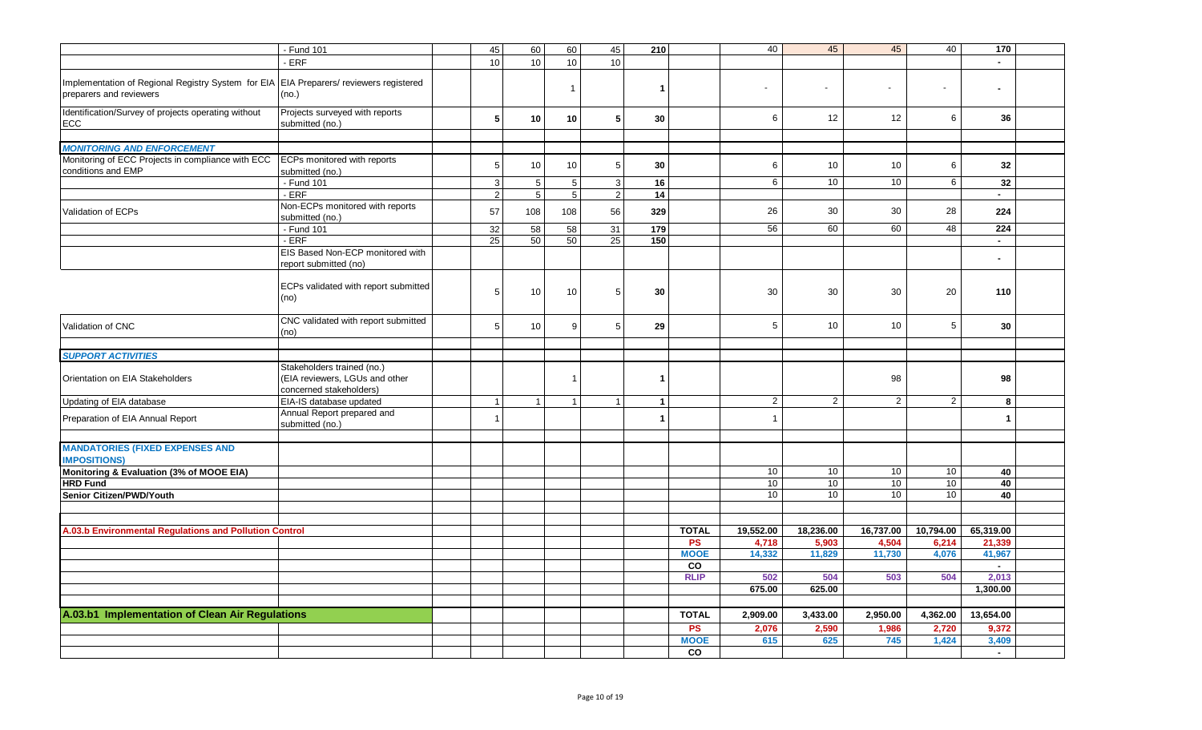| | | | | | | | | | | | | | | |
|---|---|---|---|---|---|---|---|---|---|---|---|---|---|---|
| | - Fund 101 | | 45 | 60 | 60 | 45 | 210 | | 40 | 45 | 45 | 40 | 170 | |
| | - ERF | | 10 | 10 | 10 | 10 | | | | | | | - | |
| Implementation of Regional Registry System for EIA preparers and reviewers | EIA Preparers/ reviewers registered (no.) | | | | 1 | | 1 | | - | - | - | - | - | |
| Identification/Survey of projects operating without ECC | Projects surveyed with reports submitted (no.) | | 5 | 10 | 10 | 5 | 30 | | 6 | 12 | 12 | 6 | 36 | |
| | | | | | | | | | | | | | | |
| ***MONITORING AND ENFORCEMENT*** | | | | | | | | | | | | | | |
| Monitoring of ECC Projects in compliance with ECC conditions and EMP | ECPs monitored with reports submitted (no.) | | 5 | 10 | 10 | 5 | 30 | | 6 | 10 | 10 | 6 | 32 | |
| | - Fund 101 | | 3 | 5 | 5 | 3 | 16 | | 6 | 10 | 10 | 6 | 32 | |
| | - ERF | | 2 | 5 | 5 | 2 | 14 | | | | | | - | |
| Validation of ECPs | Non-ECPs monitored with reports submitted (no.) | | 57 | 108 | 108 | 56 | 329 | | 26 | 30 | 30 | 28 | 224 | |
| | - Fund 101 | | 32 | 58 | 58 | 31 | 179 | | 56 | 60 | 60 | 48 | 224 | |
| | - ERF | | 25 | 50 | 50 | 25 | 150 | | | | | | - | |
| | EIS Based Non-ECP monitored with report submitted (no) | | | | | | | | | | | | - | |
| | ECPs validated with report submitted (no) | | 5 | 10 | 10 | 5 | 30 | | 30 | 30 | 30 | 20 | 110 | |
| Validation of CNC | CNC validated with report submitted (no) | | 5 | 10 | 9 | 5 | 29 | | 5 | 10 | 10 | 5 | 30 | |
| | | | | | | | | | | | | | | |
| ***SUPPORT ACTIVITIES*** | | | | | | | | | | | | | | |
| Orientation on EIA Stakeholders | Stakeholders trained (no.) (EIA reviewers, LGUs and other concerned stakeholders) | | | | 1 | | 1 | | | | 98 | | 98 | |
| Updating of EIA database | EIA-IS database updated | | 1 | 1 | 1 | 1 | 1 | | 2 | 2 | 2 | 2 | 8 | |
| Preparation of EIA Annual Report | Annual Report prepared and submitted (no.) | | 1 | | | | 1 | | 1 | | | | 1 | |
| | | | | | | | | | | | | | | |
| **MANDATORIES (FIXED EXPENSES AND IMPOSITIONS)** | | | | | | | | | | | | | | |
| **Monitoring & Evaluation (3% of MOOE EIA)** | | | | | | | | | 10 | 10 | 10 | 10 | 40 | |
| **HRD Fund** | | | | | | | | | 10 | 10 | 10 | 10 | 40 | |
| **Senior Citizen/PWD/Youth** | | | | | | | | | 10 | 10 | 10 | 10 | 40 | |
| | | | | | | | | | | | | | | |
| | | | | | | | | | | | | | | |
| **A.03.b Environmental Regulations and Pollution Control** | | | | | | | | **TOTAL** | **19,552.00** | **18,236.00** | **16,737.00** | **10,794.00** | **65,319.00** | |
| | | | | | | | | **PS** | **4,718** | **5,903** | **4,504** | **6,214** | **21,339** | |
| | | | | | | | | **MOOE** | **14,332** | **11,829** | **11,730** | **4,076** | **41,967** | |
| | | | | | | | | **CO** | | | | | - | |
| | | | | | | | | **RLIP** | **502** | **504** | **503** | **504** | **2,013** | |
| | | | | | | | | | **675.00** | **625.00** | | | **1,300.00** | |
| | | | | | | | | | | | | | | |
| **A.03.b1 Implementation of Clean Air Regulations** | | | | | | | | **TOTAL** | **2,909.00** | **3,433.00** | **2,950.00** | **4,362.00** | **13,654.00** | |
| | | | | | | | | **PS** | **2,076** | **2,590** | **1,986** | **2,720** | **9,372** | |
| | | | | | | | | **MOOE** | **615** | **625** | **745** | **1,424** | **3,409** | |
| | | | | | | | | **CO** | | | | | - | |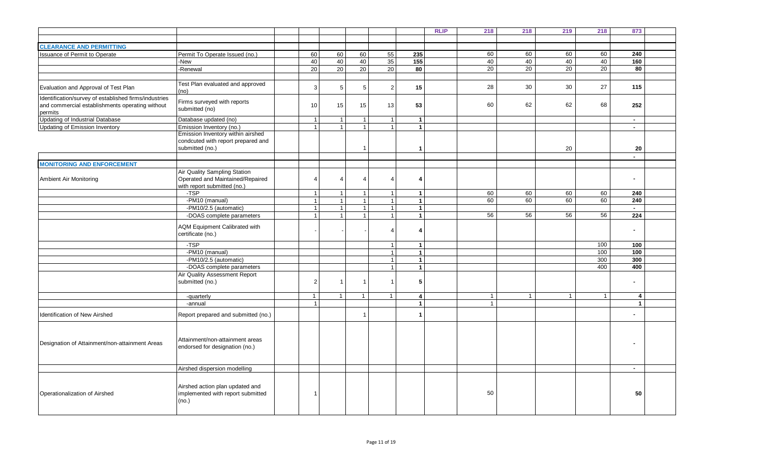| | | | | | | | | RLIP | 218 | 218 | 219 | 218 | 873 | |
|---|---|---|---|---|---|---|---|---|---|---|---|---|---|---|
| **CLEARANCE AND PERMITTING** | | | | | | | | | | | | | | |
| Issuance of Permit to Operate | Permit To Operate Issued (no.) | | 60 | 60 | 60 | 55 | **235** | | 60 | 60 | 60 | 60 | **240** | |
| | -New | | 40 | 40 | 40 | 35 | **155** | | 40 | 40 | 40 | 40 | **160** | |
| | -Renewal | | 20 | 20 | 20 | 20 | **80** | | 20 | 20 | 20 | 20 | **80** | |
| Evaluation and Approval of Test Plan | Test Plan evaluated and approved (no) | | 3 | 5 | 5 | 2 | **15** | | 28 | 30 | 30 | 27 | **115** | |
| Identification/survey of established firms/industries and commercial establishments operating without permits | Firms surveyed with reports submitted (no) | | 10 | 15 | 15 | 13 | **53** | | 60 | 62 | 62 | 68 | **252** | |
| Updating of Industrial Database | Database updated (no) | | 1 | 1 | 1 | 1 | **1** | | | | | | **-** | |
| Updating of Emission Inventory | Emission Inventory (no.) | | 1 | 1 | 1 | 1 | **1** | | | | | | **-** | |
| | Emission Inventory within airshed condcuted with report prepared and submitted (no.) | | | | 1 | | **1** | | | | 20 | | **20** | |
| | | | | | | | | | | | | | **-** | |
| **MONITORING AND ENFORCEMENT** | | | | | | | | | | | | | | |
| Ambient Air Monitoring | Air Quality Sampling Station Operated and Maintained/Repaired with report submitted (no.) | | 4 | 4 | 4 | 4 | **4** | | | | | | **-** | |
| | -TSP | | 1 | 1 | 1 | 1 | **1** | | 60 | 60 | 60 | 60 | **240** | |
| | -PM10 (manual) | | 1 | 1 | 1 | 1 | **1** | | 60 | 60 | 60 | 60 | **240** | |
| | -PM10/2.5 (automatic) | | 1 | 1 | 1 | 1 | **1** | | | | | | **-** | |
| | -DOAS complete parameters | | 1 | 1 | 1 | 1 | **1** | | 56 | 56 | 56 | 56 | **224** | |
| | AQM Equipment Calibrated with certificate (no.) | | - | - | - | 4 | **4** | | | | | | **-** | |
| | -TSP | | | | | 1 | **1** | | | | | 100 | **100** | |
| | -PM10 (manual) | | | | | 1 | **1** | | | | | 100 | **100** | |
| | -PM10/2.5 (automatic) | | | | | 1 | **1** | | | | | 300 | **300** | |
| | -DOAS complete parameters | | | | | 1 | **1** | | | | | 400 | **400** | |
| | Air Quality Assessment Report submitted (no.) | | 2 | 1 | 1 | 1 | **5** | | | | | | **-** | |
| | -quarterly | | 1 | 1 | 1 | 1 | **4** | | 1 | 1 | 1 | 1 | **4** | |
| | -annual | | 1 | | | | **1** | | 1 | | | | **1** | |
| Identification of New Airshed | Report prepared and submitted (no.) | | | | 1 | | **1** | | | | | | **-** | |
| Designation of Attainment/non-attainment Areas | Attainment/non-attainment areas endorsed for designation (no.) | | | | | | | | | | | | **-** | |
| | Airshed dispersion modelling | | | | | | | | | | | | **-** | |
| Operationalization of Airshed | Airshed action plan updated and implemented with report submitted (no.) | | 1 | | | | | | 50 | | | | **50** | |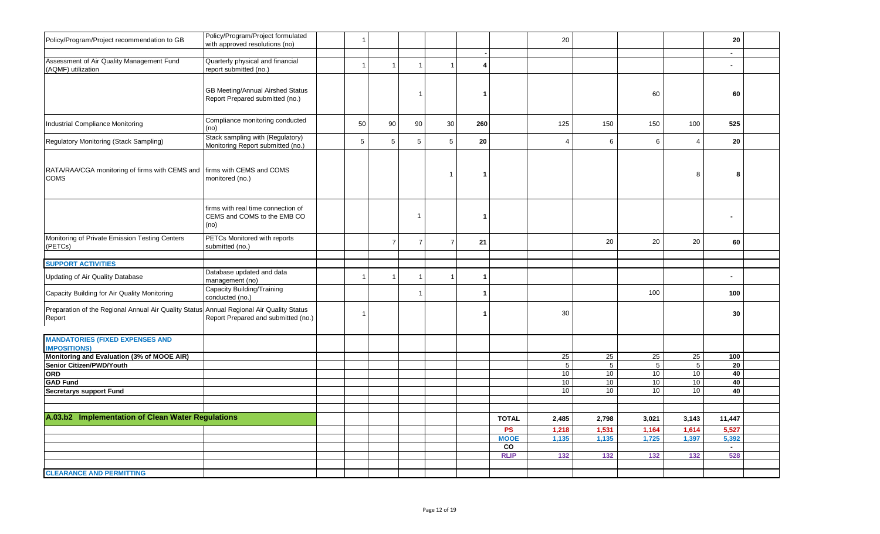| | | | | | | | | | | | | | | |
|---|---|---|---|---|---|---|---|---|---|---|---|---|---|---|
| Policy/Program/Project recommendation to GB | Policy/Program/Project formulated with approved resolutions (no) | | 1 | | | | | | 20 | | | | 20 | |
| | | | | | | | - | | | | | | - | |
| Assessment of Air Quality Management Fund (AQMF) utilization | Quarterly physical and financial report submitted (no.) | | 1 | 1 | 1 | 1 | 4 | | | | | | - | |
| | GB Meeting/Annual Airshed Status Report Prepared submitted (no.) | | | | 1 | | 1 | | | | 60 | | 60 | |
| Industrial Compliance Monitoring | Compliance monitoring conducted (no) | | 50 | 90 | 90 | 30 | 260 | | 125 | 150 | 150 | 100 | 525 | |
| Regulatory Monitoring (Stack Sampling) | Stack sampling with (Regulatory) Monitoring Report submitted (no.) | | 5 | 5 | 5 | 5 | 20 | | 4 | 6 | 6 | 4 | 20 | |
| RATA/RAA/CGA monitoring of firms with CEMS and COMS | firms with CEMS and COMS monitored (no.) | | | | | 1 | 1 | | | | | 8 | 8 | |
| | firms with real time connection of CEMS and COMS to the EMB CO (no) | | | | 1 | | 1 | | | | | | - | |
| Monitoring of Private Emission Testing Centers (PETCs) | PETCs Monitored with reports submitted (no.) | | | 7 | 7 | 7 | 21 | | | 20 | 20 | 20 | 60 | |
| | | | | | | | | | | | | | | |
| **SUPPORT ACTIVITIES** | | | | | | | | | | | | | | |
| Updating of Air Quality Database | Database updated and data management (no) | | 1 | 1 | 1 | 1 | 1 | | | | | | - | |
| Capacity Building for Air Quality Monitoring | Capacity Building/Training conducted (no.) | | | | 1 | | 1 | | | | 100 | | 100 | |
| Preparation of the Regional Annual Air Quality Status Report | Annual Regional Air Quality Status Report Prepared and submitted (no.) | | 1 | | | | 1 | | 30 | | | | 30 | |
| **MANDATORIES (FIXED EXPENSES AND IMPOSITIONS)** | | | | | | | | | | | | | | |
| **Monitoring and Evaluation (3% of MOOE AIR)** | | | | | | | | | 25 | 25 | 25 | 25 | 100 | |
| **Senior Citizen/PWD/Youth** | | | | | | | | | 5 | 5 | 5 | 5 | 20 | |
| **ORD** | | | | | | | | | 10 | 10 | 10 | 10 | 40 | |
| **GAD Fund** | | | | | | | | | 10 | 10 | 10 | 10 | 40 | |
| **Secretarys support Fund** | | | | | | | | | 10 | 10 | 10 | 10 | 40 | |
| | | | | | | | | | | | | | | |
| **A.03.b2 Implementation of Clean Water Regulations** | | | | | | | | **TOTAL** | **2,485** | **2,798** | **3,021** | **3,143** | **11,447** | |
| | | | | | | | | **PS** | **1,218** | **1,531** | **1,164** | **1,614** | **5,527** | |
| | | | | | | | | **MOOE** | **1,135** | **1,135** | **1,725** | **1,397** | **5,392** | |
| | | | | | | | | **CO** | | | | | - | |
| | | | | | | | | **RLIP** | **132** | **132** | **132** | **132** | **528** | |
| | | | | | | | | | | | | | | |
| **CLEARANCE AND PERMITTING** | | | | | | | | | | | | | | |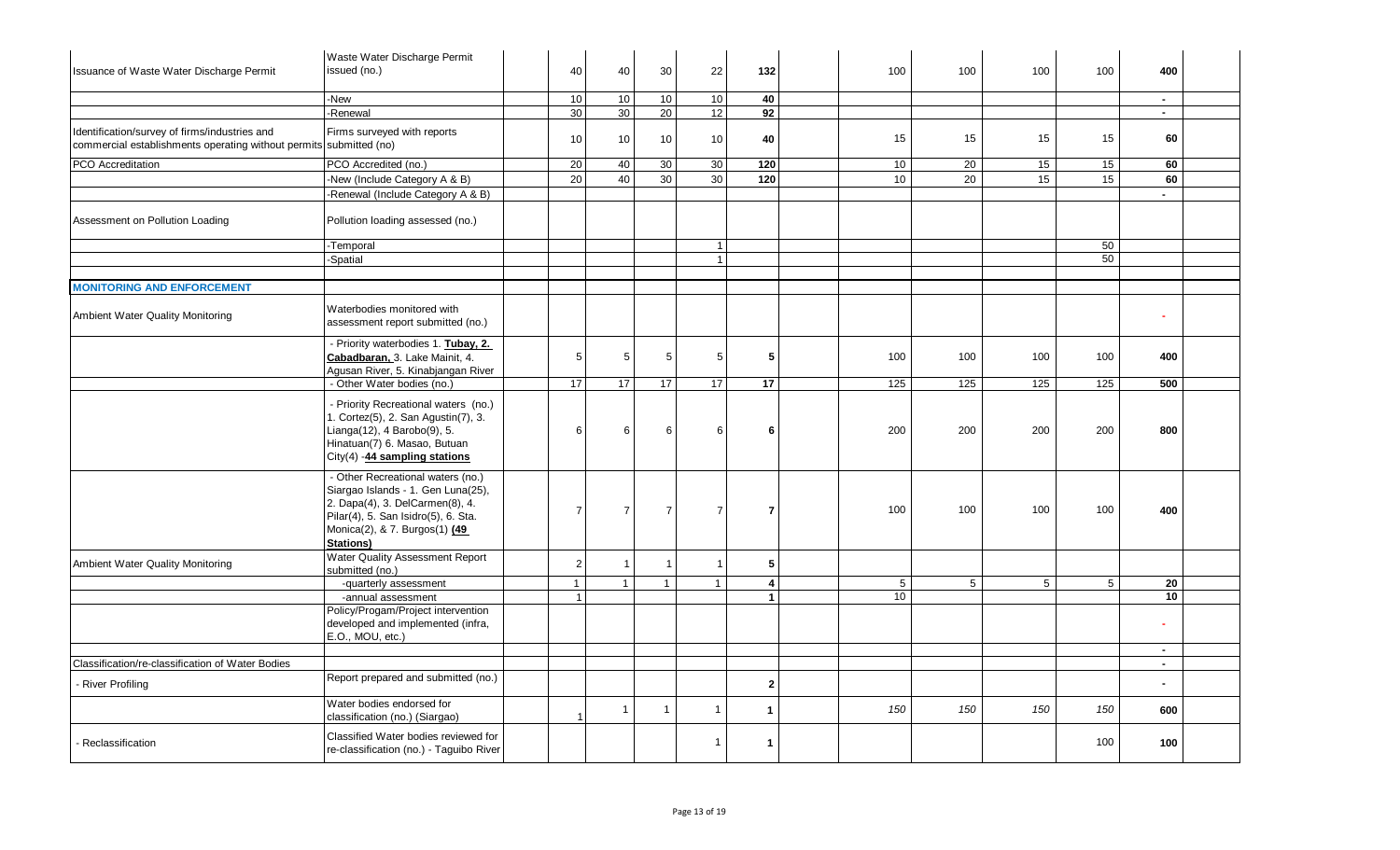| | | | | | | | | | | | | | | |
|---|---|---|---|---|---|---|---|---|---|---|---|---|---|---|
| Issuance of Waste Water Discharge Permit | Waste Water Discharge Permit issued (no.) | | 40 | 40 | 30 | 22 | **132** | | 100 | 100 | 100 | 100 | **400** | |
| | -New | | 10 | 10 | 10 | 10 | **40** | | | | | | - | |
| | -Renewal | | 30 | 30 | 20 | 12 | **92** | | | | | | - | |
| Identification/survey of firms/industries and commercial establishments operating without permits | Firms surveyed with reports submitted (no) | | 10 | 10 | 10 | 10 | **40** | | 15 | 15 | 15 | 15 | **60** | |
| PCO Accreditation | PCO Accredited (no.) | | 20 | 40 | 30 | 30 | **120** | | 10 | 20 | 15 | 15 | **60** | |
| | -New (Include Category A & B) | | 20 | 40 | 30 | 30 | **120** | | 10 | 20 | 15 | 15 | **60** | |
| | -Renewal (Include Category A & B) | | | | | | | | | | | | - | |
| Assessment on Pollution Loading | Pollution loading assessed (no.) | | | | | | | | | | | | | |
| | -Temporal | | | | | 1 | | | | | | 50 | | |
| | -Spatial | | | | | 1 | | | | | | 50 | | |
| | | | | | | | | | | | | | | |
| **MONITORING AND ENFORCEMENT** | | | | | | | | | | | | | | |
| Ambient Water Quality Monitoring | Waterbodies monitored with assessment report submitted (no.) | | | | | | | | | | | | - | |
| | - Priority waterbodies 1. **Tubay, 2. Cabadbaran,** 3. Lake Mainit, 4. Agusan River, 5. Kinabjangan River | | 5 | 5 | 5 | 5 | **5** | | 100 | 100 | 100 | 100 | **400** | |
| | - Other Water bodies (no.) | | 17 | 17 | 17 | 17 | **17** | | 125 | 125 | 125 | 125 | **500** | |
| | - Priority Recreational waters (no.) 1. Cortez(5), 2. San Agustin(7), 3. Lianga(12), 4 Barobo(9), 5. Hinatuan(7) 6. Masao, Butuan City(4) -**44 sampling stations** | | 6 | 6 | 6 | 6 | **6** | | 200 | 200 | 200 | 200 | **800** | |
| | - Other Recreational waters (no.) Siargao Islands - 1. Gen Luna(25), 2. Dapa(4), 3. DelCarmen(8), 4. Pilar(4), 5. San Isidro(5), 6. Sta. Monica(2), & 7. Burgos(1) **(49 Stations)** | | 7 | 7 | 7 | 7 | **7** | | 100 | 100 | 100 | 100 | **400** | |
| Ambient Water Quality Monitoring | Water Quality Assessment Report submitted (no.) | | 2 | 1 | 1 | 1 | **5** | | | | | | | |
| | -quarterly assessment | | 1 | 1 | 1 | 1 | **4** | | 5 | 5 | 5 | 5 | **20** | |
| | -annual assessment | | 1 | | | | **1** | | 10 | | | | **10** | |
| | Policy/Progam/Project intervention developed and implemented (infra, E.O., MOU, etc.) | | | | | | | | | | | | - | |
| | | | | | | | | | | | | | - | |
| Classification/re-classification of Water Bodies | | | | | | | | | | | | | - | |
| - River Profiling | Report prepared and submitted (no.) | | | | | | **2** | | | | | | - | |
| | Water bodies endorsed for classification (no.) (Siargao) | | 1 | 1 | 1 | 1 | **1** | | *150* | *150* | *150* | *150* | **600** | |
| - Reclassification | Classified Water bodies reviewed for re-classification (no.) - Taguibo River | | | | | 1 | **1** | | | | | 100 | **100** | |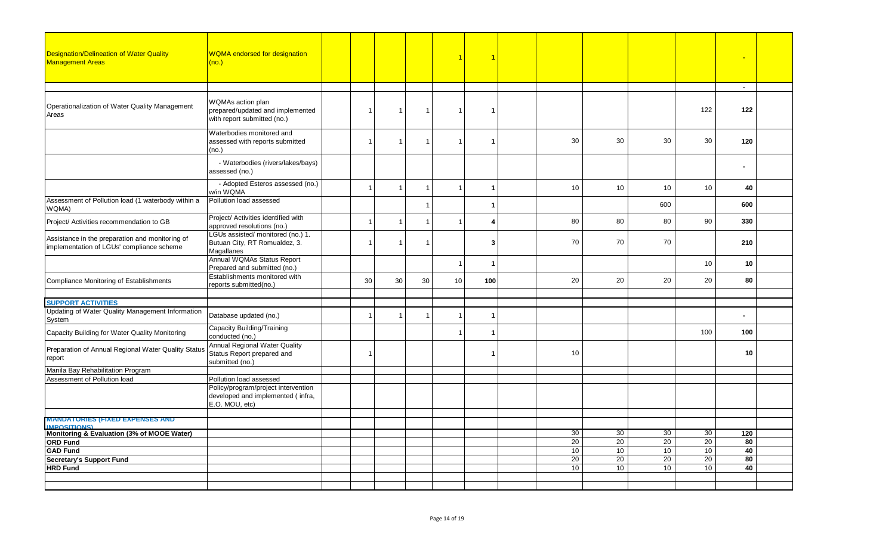| | | | | | | | | | | | | | | |
|---|---|---|---|---|---|---|---|---|---|---|---|---|---|---|
| Designation/Delineation of Water Quality Management Areas | WQMA endorsed for designation (no.) | | | | | 1 | 1 | | | | | | - | |
| | | | | | | | | | | | | | - | |
| Operationalization of Water Quality Management Areas | WQMAs action plan prepared/updated and implemented with report submitted (no.) | | 1 | 1 | 1 | 1 | 1 | | | | | 122 | 122 | |
| | Waterbodies monitored and assessed with reports submitted (no.) | | 1 | 1 | 1 | 1 | 1 | | 30 | 30 | 30 | 30 | 120 | |
| | - Waterbodies (rivers/lakes/bays) assessed (no.) | | | | | | | | | | | | - | |
| | - Adopted Esteros assessed (no.) w/in WQMA | | 1 | 1 | 1 | 1 | 1 | | 10 | 10 | 10 | 10 | 40 | |
| Assessment of Pollution load (1 waterbody within a WQMA) | Pollution load assessed | | | | 1 | | 1 | | | | 600 | | 600 | |
| Project/ Activities recommendation to GB | Project/ Activities identified with approved resolutions (no.) | | 1 | 1 | 1 | 1 | 4 | | 80 | 80 | 80 | 90 | 330 | |
| Assistance in the preparation and monitoring of implementation of LGUs' compliance scheme | LGUs assisted/ monitored (no.) 1. Butuan City, RT Romualdez, 3. Magallanes | | 1 | 1 | 1 | | 3 | | 70 | 70 | 70 | | 210 | |
| | Annual WQMAs Status Report Prepared and submitted (no.) | | | | | 1 | 1 | | | | | 10 | 10 | |
| Compliance Monitoring of Establishments | Establishments monitored with reports submitted(no.) | | 30 | 30 | 30 | 10 | 100 | | 20 | 20 | 20 | 20 | 80 | |
| | | | | | | | | | | | | | | |
| **SUPPORT ACTIVITIES** | | | | | | | | | | | | | | |
| Updating of Water Quality Management Information System | Database updated (no.) | | 1 | 1 | 1 | 1 | 1 | | | | | | - | |
| Capacity Building for Water Quality Monitoring | Capacity Building/Training conducted (no.) | | | | | 1 | 1 | | | | | 100 | 100 | |
| Preparation of Annual Regional Water Quality Status report | Annual Regional Water Quality Status Report prepared and submitted (no.) | | 1 | | | | 1 | | 10 | | | | 10 | |
| Manila Bay Rehabilitation Program | | | | | | | | | | | | | | |
| Assessment of Pollution load | Pollution load assessed | | | | | | | | | | | | | |
| | Policy/program/project intervention developed and implemented ( infra, E.O. MOU, etc) | | | | | | | | | | | | | |
| | | | | | | | | | | | | | | |
| **MANDATORIES (FIXED EXPENSES AND IMPOSITIONS)** | | | | | | | | | | | | | | |
| **Monitoring & Evaluation (3% of MOOE Water)** | | | | | | | | | 30 | 30 | 30 | 30 | 120 | |
| **ORD Fund** | | | | | | | | | 20 | 20 | 20 | 20 | 80 | |
| **GAD Fund** | | | | | | | | | 10 | 10 | 10 | 10 | 40 | |
| **Secretary's Support Fund** | | | | | | | | | 20 | 20 | 20 | 20 | 80 | |
| **HRD Fund** | | | | | | | | | 10 | 10 | 10 | 10 | 40 | |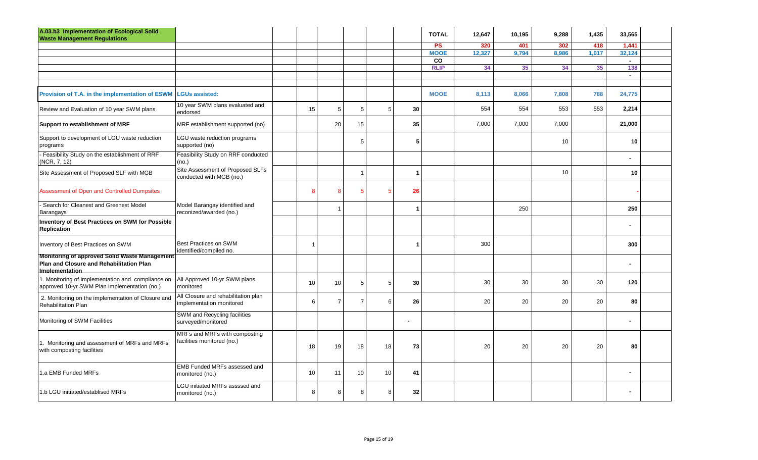| A.03.b3 Implementation of Ecological Solid Waste Management Regulations | | | | | | | | TOTAL | 12,647 | 10,195 | 9,288 | 1,435 | 33,565 | |
|---|---|---|---|---|---|---|---|---|---|---|---|---|---|---|
| | | | | | | | | PS | 320 | 401 | 302 | 418 | 1,441 | |
| | | | | | | | | MOOE | 12,327 | 9,794 | 8,986 | 1,017 | 32,124 | |
| | | | | | | | | CO | | | | | - | |
| | | | | | | | | RLIP | 34 | 35 | 34 | 35 | 138 | |
| | | | | | | | | | | | | | - | |
| | | | | | | | | | | | | | | |
| Provision of T.A. in the implementation of ESWM | LGUs assisted: | | | | | | | MOOE | 8,113 | 8,066 | 7,808 | 788 | 24,775 | |
| Review and Evaluation of 10 year SWM plans | 10 year SWM plans evaluated and endorsed | | 15 | 5 | 5 | 5 | 30 | | 554 | 554 | 553 | 553 | 2,214 | |
| **Support to establishment of MRF** | MRF establishment supported (no) | | | 20 | 15 | | 35 | | 7,000 | 7,000 | 7,000 | | 21,000 | |
| Support to development of LGU waste reduction programs | LGU waste reduction programs supported (no) | | | | 5 | | 5 | | | | 10 | | 10 | |
| - Feasibility Study on the establishment of RRF (NCR, 7, 12) | Feasibility Study on RRF conducted (no.) | | | | | | | | | | | | - | |
| Site Assessment of Proposed SLF with MGB | Site Assessment of Proposed SLFs conducted with MGB (no.) | | | | 1 | | 1 | | | | 10 | | 10 | |
| Assessment of Open and Controlled Dumpsites | | | 8 | 8 | 5 | 5 | 26 | | | | | | - | |
| - Search for Cleanest and Greenest Model Barangays | Model Barangay identified and reconized/awarded (no.) | | | 1 | | | 1 | | | 250 | | | 250 | |
| **Inventory of Best Practices on SWM for Possible Replication** | | | | | | | | | | | | | - | |
| Inventory of Best Practices on SWM | Best Practices on SWM identified/compiled no. | | 1 | | | | 1 | | 300 | | | | 300 | |
| **Monitoring of approved Solid Waste Management Plan and Closure and Rehabilitation Plan Implementation** | | | | | | | | | | | | | - | |
| 1. Monitoring of implementation and compliance on approved 10-yr SWM Plan implementation (no.) | All Approved 10-yr SWM plans monitored | | 10 | 10 | 5 | 5 | 30 | | 30 | 30 | 30 | 30 | 120 | |
| 2. Monitoring on the implementation of Closure and Rehabilitation Plan | All Closure and rehabilitation plan implementation monitored | | 6 | 7 | 7 | 6 | 26 | | 20 | 20 | 20 | 20 | 80 | |
| Monitoring of SWM Facilities | SWM and Recycling facilities surveyed/monitored | | | | | | - | | | | | | - | |
| 1. Monitoring and assessment of MRFs and MRFs with composting facilities | MRFs and MRFs with composting facilities monitored (no.) | | 18 | 19 | 18 | 18 | 73 | | 20 | 20 | 20 | 20 | 80 | |
| 1.a EMB Funded MRFs | EMB Funded MRFs assessed and monitored (no.) | | 10 | 11 | 10 | 10 | 41 | | | | | | - | |
| 1.b LGU initiated/establised MRFs | LGU initiated MRFs asssed and monitored (no.) | | 8 | 8 | 8 | 8 | 32 | | | | | | - | |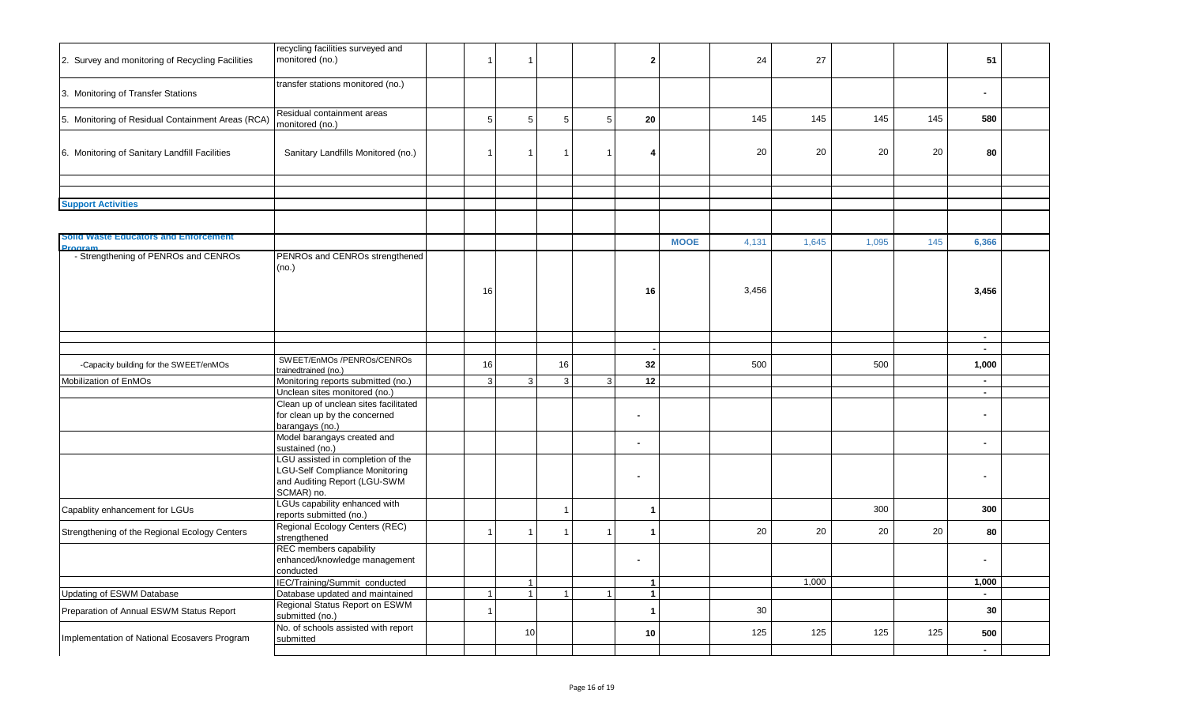| | | | | | | | | | | | | | | |
|---|---|---|---|---|---|---|---|---|---|---|---|---|---|---|
| 2. Survey and monitoring of Recycling Facilities | recycling facilities surveyed and monitored (no.) | | 1 | 1 | | | 2 | | 24 | 27 | | | 51 | |
| 3. Monitoring of Transfer Stations | transfer stations monitored (no.) | | | | | | | | | | | | - | |
| 5. Monitoring of Residual Containment Areas (RCA) | Residual containment areas monitored (no.) | | 5 | 5 | 5 | 5 | 20 | | 145 | 145 | 145 | 145 | 580 | |
| 6. Monitoring of Sanitary Landfill Facilities | Sanitary Landfills Monitored (no.) | | 1 | 1 | 1 | 1 | 4 | | 20 | 20 | 20 | 20 | 80 | |
| | | | | | | | | | | | | | | |
| | | | | | | | | | | | | | | |
| **Support Activities** | | | | | | | | | | | | | | |
| | | | | | | | | | | | | | | |
| **Solid Waste Educators and Enforcement Program** | | | | | | | | **MOOE** | 4,131 | 1,645 | 1,095 | 145 | 6,366 | |
| - Strengthening of PENROs and CENROs | PENROs and CENROs strengthened (no.) | | 16 | | | | 16 | | 3,456 | | | | 3,456 | |
| | | | | | | | | | | | | | - | |
| | | | | | | | - | | | | | | - | |
| -Capacity building for the SWEET/enMOs | SWEET/EnMOs /PENROs/CENROs trainedtrained (no.) | | 16 | | 16 | | 32 | | 500 | | 500 | | 1,000 | |
| Mobilization of EnMOs | Monitoring reports submitted (no.) | | 3 | 3 | 3 | 3 | 12 | | | | | | - | |
| | Unclean sites monitored (no.) | | | | | | | | | | | | - | |
| | Clean up of unclean sites facilitated for clean up by the concerned barangays (no.) | | | | | | - | | | | | | - | |
| | Model barangays created and sustained (no.) | | | | | | - | | | | | | - | |
| | LGU assisted in completion of the LGU-Self Compliance Monitoring and Auditing Report (LGU-SWM SCMAR) no. | | | | | | - | | | | | | - | |
| Capablity enhancement for LGUs | LGUs capability enhanced with reports submitted (no.) | | | | 1 | | 1 | | | | 300 | | 300 | |
| Strengthening of the Regional Ecology Centers | Regional Ecology Centers (REC) strengthened | | 1 | 1 | 1 | 1 | 1 | | 20 | 20 | 20 | 20 | 80 | |
| | REC members capability enhanced/knowledge management conducted | | | | | | - | | | | | | - | |
| | IEC/Training/Summit conducted | | | 1 | | | 1 | | | 1,000 | | | 1,000 | |
| Updating of ESWM Database | Database updated and maintained | | 1 | 1 | 1 | 1 | 1 | | | | | | - | |
| Preparation of Annual ESWM Status Report | Regional Status Report on ESWM submitted (no.) | | 1 | | | | 1 | | 30 | | | | 30 | |
| Implementation of National Ecosavers Program | No. of schools assisted with report submitted | | | 10 | | | 10 | | 125 | 125 | 125 | 125 | 500 | |
| | | | | | | | | | | | | | - | |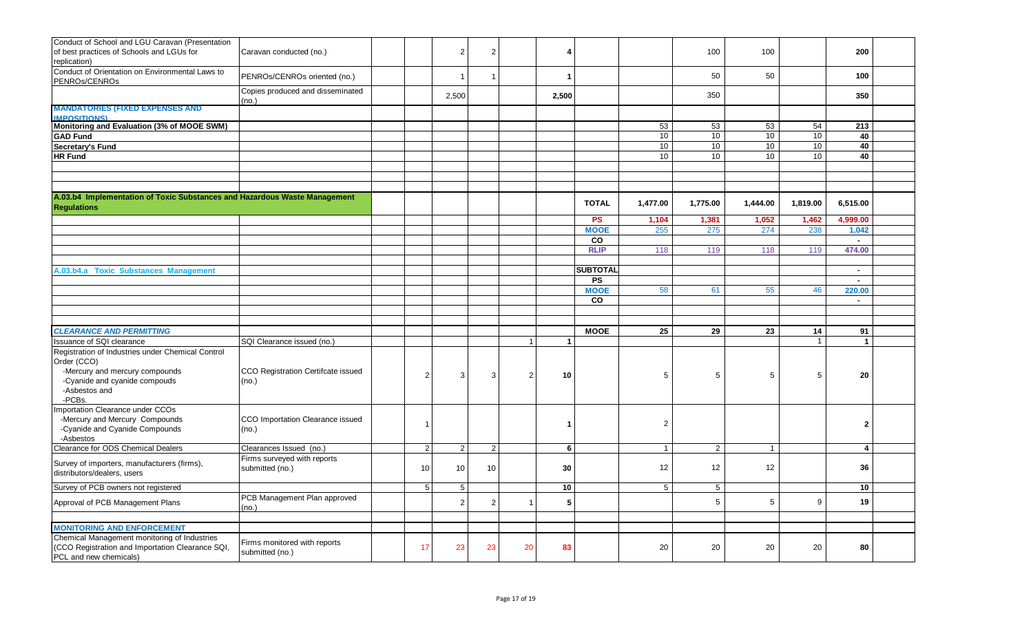| | | | | | | | | | | | | | | |
|---|---|---|---|---|---|---|---|---|---|---|---|---|---|---|
| Conduct of School and LGU Caravan (Presentation of best practices of Schools and LGUs for replication) | Caravan conducted (no.) | | | 2 | 2 | | 4 | | | 100 | 100 | | 200 | |
| Conduct of Orientation on Environmental Laws to PENROs/CENROs | PENROs/CENROs oriented (no.) | | | 1 | 1 | | 1 | | | 50 | 50 | | 100 | |
| | Copies produced and disseminated (no.) | | | 2,500 | | | 2,500 | | | 350 | | | 350 | |
| **MANDATORIES (FIXED EXPENSES AND IMPOSITIONS)** | | | | | | | | | | | | | | |
| **Monitoring and Evaluation (3% of MOOE SWM)** | | | | | | | | | 53 | 53 | 53 | 54 | 213 | |
| **GAD Fund** | | | | | | | | | 10 | 10 | 10 | 10 | 40 | |
| **Secretary's Fund** | | | | | | | | | 10 | 10 | 10 | 10 | 40 | |
| **HR Fund** | | | | | | | | | 10 | 10 | 10 | 10 | 40 | |
| | | | | | | | | | | | | | | |
| **A.03.b4 Implementation of Toxic Substances and Hazardous Waste Management Regulations** | | | | | | | | **TOTAL** | 1,477.00 | 1,775.00 | 1,444.00 | 1,819.00 | 6,515.00 | |
| | | | | | | | | **PS** | 1,104 | 1,381 | 1,052 | 1,462 | 4,999.00 | |
| | | | | | | | | **MOOE** | 255 | 275 | 274 | 238 | 1,042 | |
| | | | | | | | | **CO** | | | | | - | |
| | | | | | | | | **RLIP** | 118 | 119 | 118 | 119 | 474.00 | |
| | | | | | | | | | | | | | | |
| **A.03.b4.a Toxic Substances Management** | | | | | | | | **SUBTOTAL** | | | | | - | |
| | | | | | | | | **PS** | | | | | - | |
| | | | | | | | | **MOOE** | 58 | 61 | 55 | 46 | 220.00 | |
| | | | | | | | | **CO** | | | | | - | |
| | | | | | | | | | | | | | | |
| ***CLEARANCE AND PERMITTING*** | | | | | | | | **MOOE** | 25 | 29 | 23 | 14 | 91 | |
| Issuance of SQI clearance | SQI Clearance issued (no.) | | | | | 1 | 1 | | | | | 1 | 1 | |
| Registration of Industries under Chemical Control Order (CCO)<br>-Mercury and mercury compounds<br>-Cyanide and cyanide compouds<br>-Asbestos and<br>-PCBs. | CCO Registration Certifcate issued (no.) | | 2 | 3 | 3 | 2 | 10 | | 5 | 5 | 5 | 5 | 20 | |
| Importation Clearance under CCOs<br>-Mercury and Mercury Compounds<br>-Cyanide and Cyanide Compounds<br>-Asbestos | CCO Importation Clearance issued (no.) | | 1 | | | | 1 | | 2 | | | | 2 | |
| Clearance for ODS Chemical Dealers | Clearances Issued (no.) | | 2 | 2 | 2 | | 6 | | 1 | 2 | 1 | | 4 | |
| Survey of importers, manufacturers (firms), distributors/dealers, users | Firms surveyed with reports submitted (no.) | | 10 | 10 | 10 | | 30 | | 12 | 12 | 12 | | 36 | |
| Survey of PCB owners not registered | | | 5 | 5 | | | 10 | | 5 | 5 | | | 10 | |
| Approval of PCB Management Plans | PCB Management Plan approved (no.) | | | 2 | 2 | 1 | 5 | | | 5 | 5 | 9 | 19 | |
| | | | | | | | | | | | | | | |
| **MONITORING AND ENFORCEMENT** | | | | | | | | | | | | | | |
| Chemical Management monitoring of Industries (CCO Registration and Importation Clearance SQI, PCL and new chemicals) | Firms monitored with reports submitted (no.) | | 17 | 23 | 23 | 20 | 83 | | 20 | 20 | 20 | 20 | 80 | |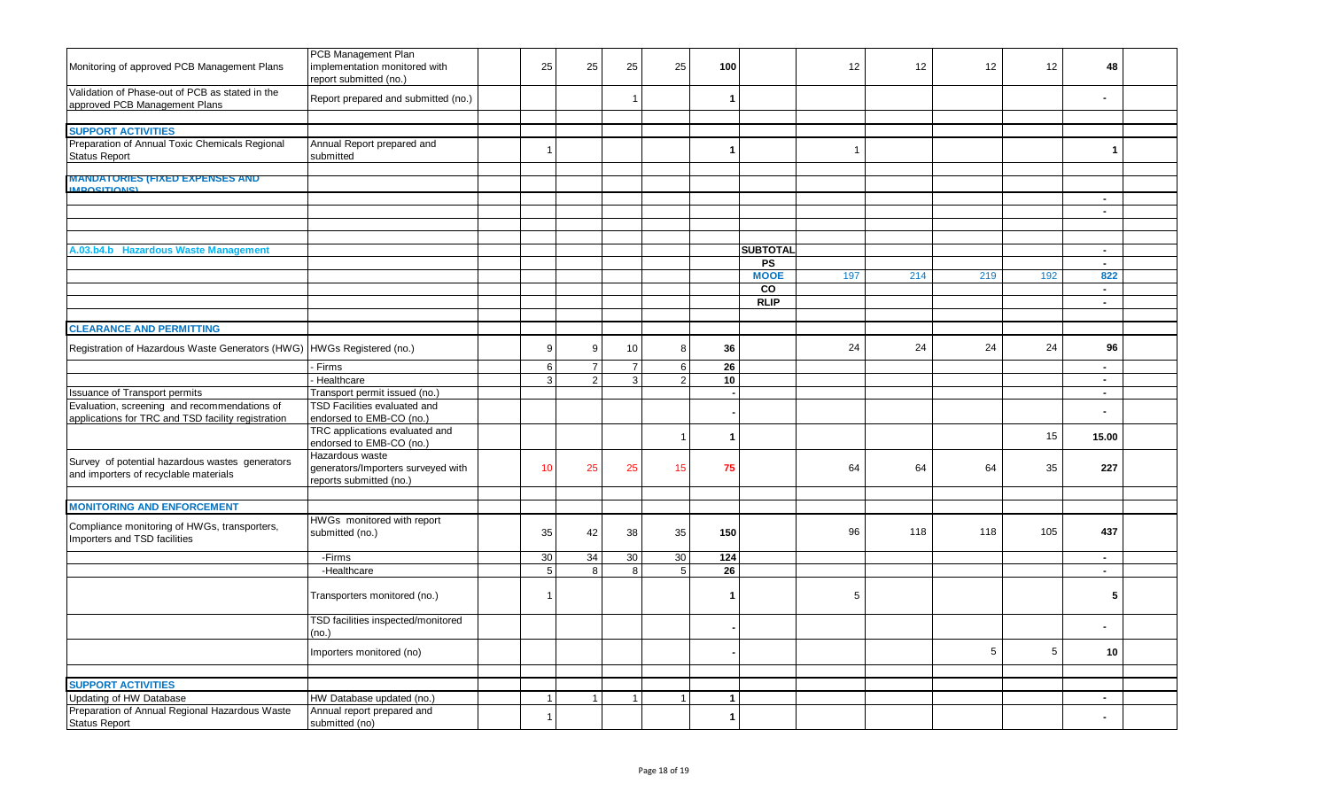| | | | | | | | | | | | | | | |
|---|---|---|---|---|---|---|---|---|---|---|---|---|---|---|
| Monitoring of approved PCB Management Plans | PCB Management Plan implementation monitored with report submitted (no.) | | 25 | 25 | 25 | 25 | 100 | | 12 | 12 | 12 | 12 | 48 | |
| Validation of Phase-out of PCB as stated in the approved PCB Management Plans | Report prepared and submitted (no.) | | | | 1 | | 1 | | | | | | - | |
| | | | | | | | | | | | | | | |
| **SUPPORT ACTIVITIES** | | | | | | | | | | | | | | |
| Preparation of Annual Toxic Chemicals Regional Status Report | Annual Report prepared and submitted | | 1 | | | | 1 | | 1 | | | | 1 | |
| | | | | | | | | | | | | | | |
| **MANDATORIES (FIXED EXPENSES AND IMPOSITIONS)** | | | | | | | | | | | | | | |
| | | | | | | | | | | | | | - | |
| | | | | | | | | | | | | | - | |
| | | | | | | | | | | | | | | |
| | | | | | | | | | | | | | | |
| **A.03.b4.b Hazardous Waste Management** | | | | | | | | **SUBTOTAL** | | | | | - | |
| | | | | | | | | **PS** | | | | | - | |
| | | | | | | | | **MOOE** | 197 | 214 | 219 | 192 | 822 | |
| | | | | | | | | **CO** | | | | | - | |
| | | | | | | | | **RLIP** | | | | | - | |
| | | | | | | | | | | | | | | |
| **CLEARANCE AND PERMITTING** | | | | | | | | | | | | | | |
| Registration of Hazardous Waste Generators (HWG) | HWGs Registered (no.) | | 9 | 9 | 10 | 8 | 36 | | 24 | 24 | 24 | 24 | 96 | |
| | - Firms | | 6 | 7 | 7 | 6 | 26 | | | | | | - | |
| | - Healthcare | | 3 | 2 | 3 | 2 | 10 | | | | | | - | |
| Issuance of Transport permits | Transport permit issued (no.) | | | | | | - | | | | | | - | |
| Evaluation, screening and recommendations of applications for TRC and TSD facility registration | TSD Facilities evaluated and endorsed to EMB-CO (no.) | | | | | | - | | | | | | - | |
| | TRC applications evaluated and endorsed to EMB-CO (no.) | | | | | 1 | 1 | | | | | 15 | 15.00 | |
| Survey of potential hazardous wastes generators and importers of recyclable materials | Hazardous waste generators/Importers surveyed with reports submitted (no.) | | 10 | 25 | 25 | 15 | 75 | | 64 | 64 | 64 | 35 | 227 | |
| | | | | | | | | | | | | | | |
| **MONITORING AND ENFORCEMENT** | | | | | | | | | | | | | | |
| Compliance monitoring of HWGs, transporters, Importers and TSD facilities | HWGs monitored with report submitted (no.) | | 35 | 42 | 38 | 35 | 150 | | 96 | 118 | 118 | 105 | 437 | |
| | -Firms | | 30 | 34 | 30 | 30 | 124 | | | | | | - | |
| | -Healthcare | | 5 | 8 | 8 | 5 | 26 | | | | | | - | |
| | Transporters monitored (no.) | | 1 | | | | 1 | | 5 | | | | 5 | |
| | TSD facilities inspected/monitored (no.) | | | | | | - | | | | | | - | |
| | Importers monitored (no) | | | | | | - | | | | 5 | 5 | 10 | |
| | | | | | | | | | | | | | | |
| **SUPPORT ACTIVITIES** | | | | | | | | | | | | | | |
| Updating of HW Database | HW Database updated (no.) | | 1 | 1 | 1 | 1 | 1 | | | | | | - | |
| Preparation of Annual Regional Hazardous Waste Status Report | Annual report prepared and submitted (no) | | 1 | | | | 1 | | | | | | - | |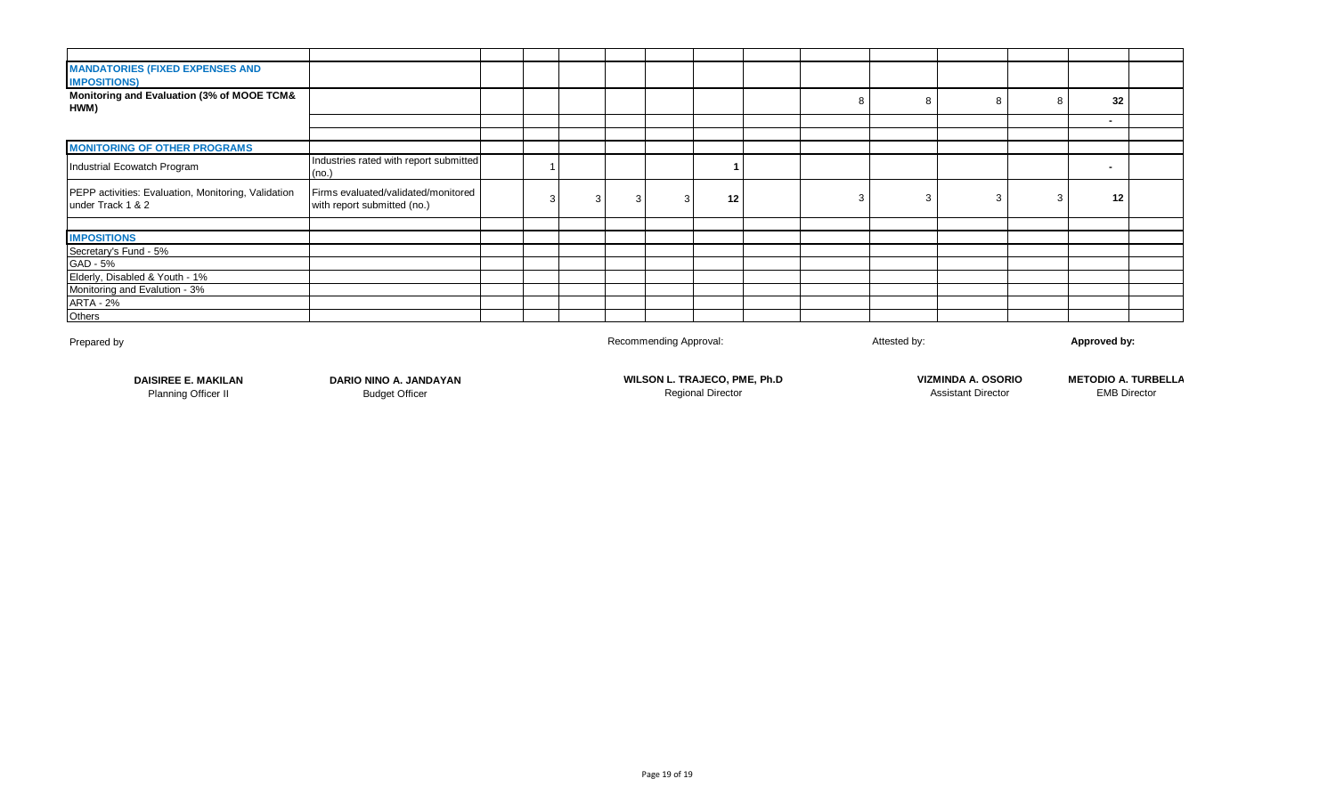| | | | | | | | | | | | | | | |
|---|---|---|---|---|---|---|---|---|---|---|---|---|---|---|
| | | | | | | | | | | | | | | |
| **MANDATORIES (FIXED EXPENSES AND IMPOSITIONS)** | | | | | | | | | | | | | | |
| **Monitoring and Evaluation (3% of MOOE TCM& HWM)** | | | | | | | | | 8 | 8 | 8 | 8 | **32** | |
| | | | | | | | | | | | | | - | |
| | | | | | | | | | | | | | | |
| **MONITORING OF OTHER PROGRAMS** | | | | | | | | | | | | | | |
| Industrial Ecowatch Program | Industries rated with report submitted (no.) | | 1 | | | | **1** | | | | | | **-** | |
| PEPP activities: Evaluation, Monitoring, Validation under Track 1 & 2 | Firms evaluated/validated/monitored with report submitted (no.) | | 3 | 3 | 3 | 3 | **12** | | 3 | 3 | 3 | 3 | **12** | |
| | | | | | | | | | | | | | | |
| **IMPOSITIONS** | | | | | | | | | | | | | | |
| Secretary's Fund - 5% | | | | | | | | | | | | | | |
| GAD - 5% | | | | | | | | | | | | | | |
| Elderly, Disabled & Youth - 1% | | | | | | | | | | | | | | |
| Monitoring and Evalution - 3% | | | | | | | | | | | | | | |
| ARTA - 2% | | | | | | | | | | | | | | |
| Others | | | | | | | | | | | | | | |

Prepared by

**DAISIREE E. MAKILAN**
Planning Officer II

**DARIO NINO A. JANDAYAN**
Budget Officer

Recommending Approval:

**WILSON L. TRAJECO, PME, Ph.D**
Regional Director

Attested by:

**VIZMINDA A. OSORIO**
Assistant Director

**Approved by:**

**METODIO A. TURBELLA**
EMB Director